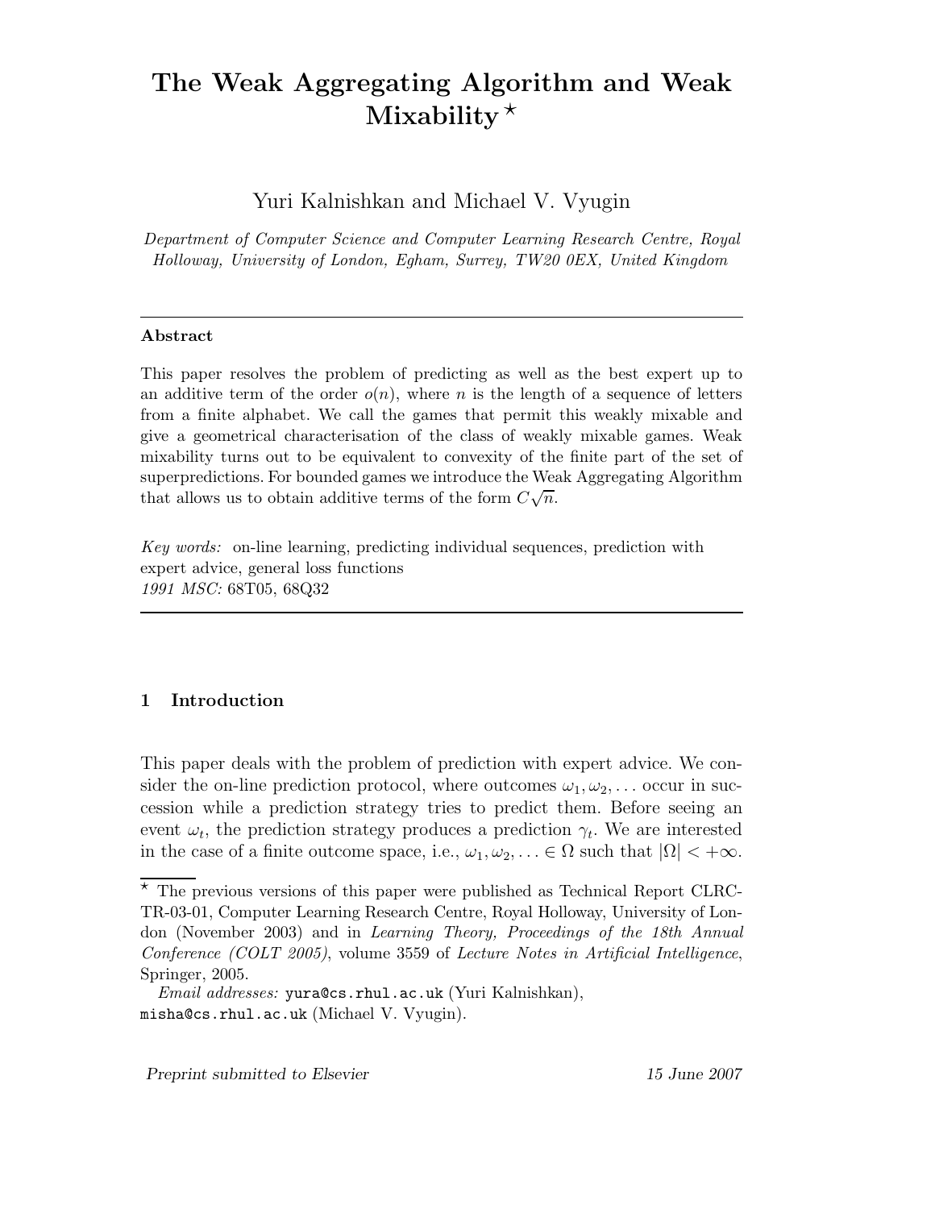# The Weak Aggregating Algorithm and Weak Mixability [⋆]

Yuri Kalnishkan and Michael V. Vyugin

*Department of Computer Science and Computer Learning Research Centre, Royal Holloway, University of London, Egham, Surrey, TW20 0EX, United Kingdom*

---

**Abstract**

This paper resolves the problem of predicting as well as the best expert up to an additive term of the order $o(n)$, where $n$ is the length of a sequence of letters from a finite alphabet. We call the games that permit this weakly mixable and give a geometrical characterisation of the class of weakly mixable games. Weak mixability turns out to be equivalent to convexity of the finite part of the set of superpredictions. For bounded games we introduce the Weak Aggregating Algorithm that allows us to obtain additive terms of the form $C\sqrt{n}$.

*Key words:* on-line learning, predicting individual sequences, prediction with expert advice, general loss functions
*1991 MSC:* 68T05, 68Q32

---

## 1 Introduction

This paper deals with the problem of prediction with expert advice. We consider the on-line prediction protocol, where outcomes $\omega_1, \omega_2, \ldots$ occur in succession while a prediction strategy tries to predict them. Before seeing an event $\omega_t$, the prediction strategy produces a prediction $\gamma_t$. We are interested in the case of a finite outcome space, i.e., $\omega_1, \omega_2, \ldots \in \Omega$ such that $|\Omega| < +\infty$.

---

[⋆] The previous versions of this paper were published as Technical Report CLRC-TR-03-01, Computer Learning Research Centre, Royal Holloway, University of London (November 2003) and in *Learning Theory, Proceedings of the 18th Annual Conference (COLT 2005)*, volume 3559 of *Lecture Notes in Artificial Intelligence*, Springer, 2005.

*Email addresses:* yura@cs.rhul.ac.uk (Yuri Kalnishkan), misha@cs.rhul.ac.uk (Michael V. Vyugin).

*Preprint submitted to Elsevier* 15 June 2007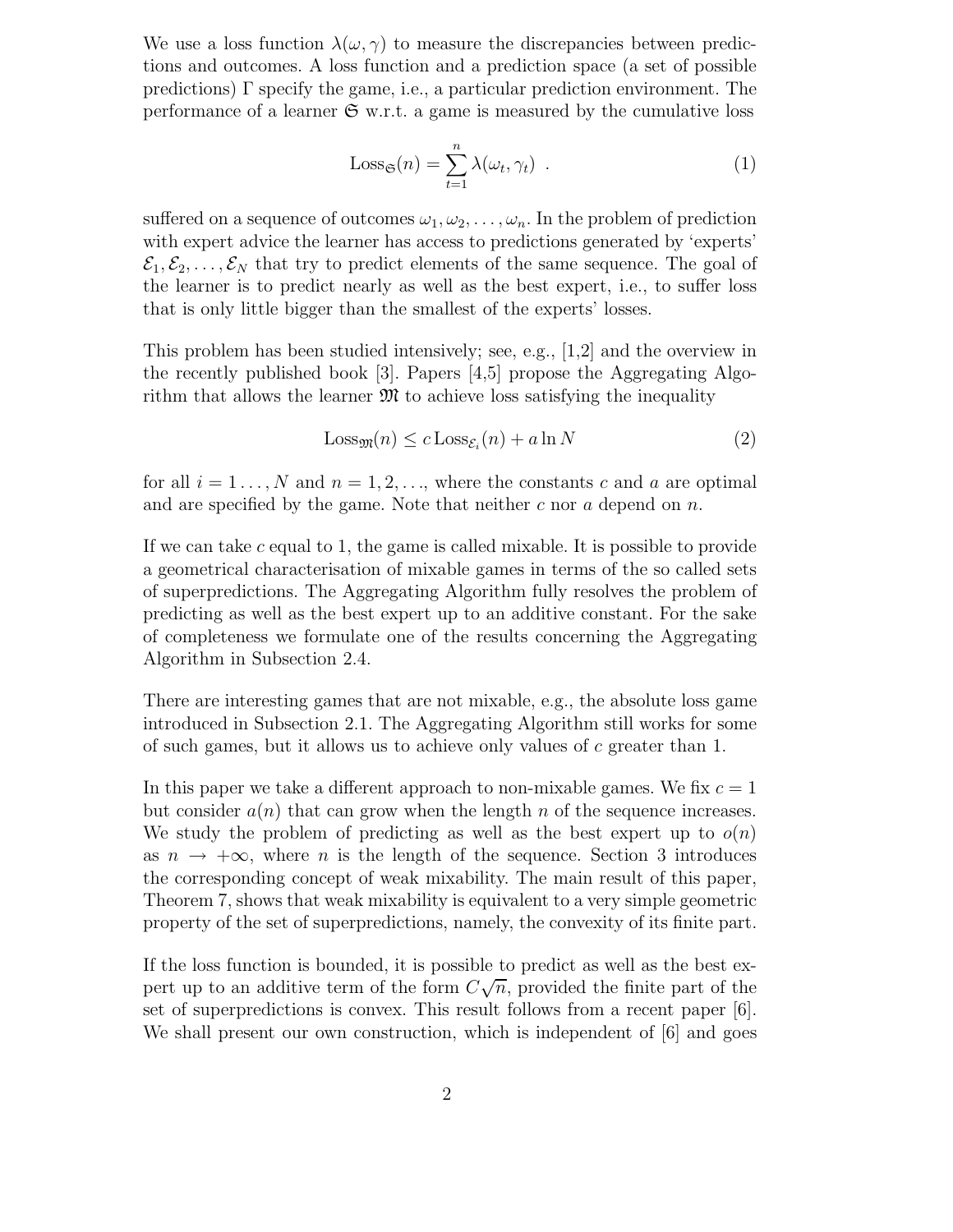We use a loss function $\lambda(\omega, \gamma)$ to measure the discrepancies between predictions and outcomes. A loss function and a prediction space (a set of possible predictions) $\Gamma$ specify the game, i.e., a particular prediction environment. The performance of a learner $\mathfrak{S}$ w.r.t. a game is measured by the cumulative loss

$$\mathrm{Loss}_{\mathfrak{S}}(n) = \sum_{t=1}^{n} \lambda(\omega_t, \gamma_t) \ . \tag{1}$$

suffered on a sequence of outcomes $\omega_1, \omega_2, \ldots, \omega_n$. In the problem of prediction with expert advice the learner has access to predictions generated by 'experts' $\mathcal{E}_1, \mathcal{E}_2, \ldots, \mathcal{E}_N$ that try to predict elements of the same sequence. The goal of the learner is to predict nearly as well as the best expert, i.e., to suffer loss that is only little bigger than the smallest of the experts' losses.

This problem has been studied intensively; see, e.g., [1,2] and the overview in the recently published book [3]. Papers [4,5] propose the Aggregating Algorithm that allows the learner $\mathfrak{M}$ to achieve loss satisfying the inequality

$$\mathrm{Loss}_{\mathfrak{M}}(n) \leq c \, \mathrm{Loss}_{\mathcal{E}_i}(n) + a \ln N \tag{2}$$

for all $i = 1 \ldots, N$ and $n = 1, 2, \ldots$, where the constants $c$ and $a$ are optimal and are specified by the game. Note that neither $c$ nor $a$ depend on $n$.

If we can take $c$ equal to 1, the game is called mixable. It is possible to provide a geometrical characterisation of mixable games in terms of the so called sets of superpredictions. The Aggregating Algorithm fully resolves the problem of predicting as well as the best expert up to an additive constant. For the sake of completeness we formulate one of the results concerning the Aggregating Algorithm in Subsection 2.4.

There are interesting games that are not mixable, e.g., the absolute loss game introduced in Subsection 2.1. The Aggregating Algorithm still works for some of such games, but it allows us to achieve only values of $c$ greater than 1.

In this paper we take a different approach to non-mixable games. We fix $c = 1$ but consider $a(n)$ that can grow when the length $n$ of the sequence increases. We study the problem of predicting as well as the best expert up to $o(n)$ as $n \to +\infty$, where $n$ is the length of the sequence. Section 3 introduces the corresponding concept of weak mixability. The main result of this paper, Theorem 7, shows that weak mixability is equivalent to a very simple geometric property of the set of superpredictions, namely, the convexity of its finite part.

If the loss function is bounded, it is possible to predict as well as the best expert up to an additive term of the form $C\sqrt{n}$, provided the finite part of the set of superpredictions is convex. This result follows from a recent paper [6]. We shall present our own construction, which is independent of [6] and goes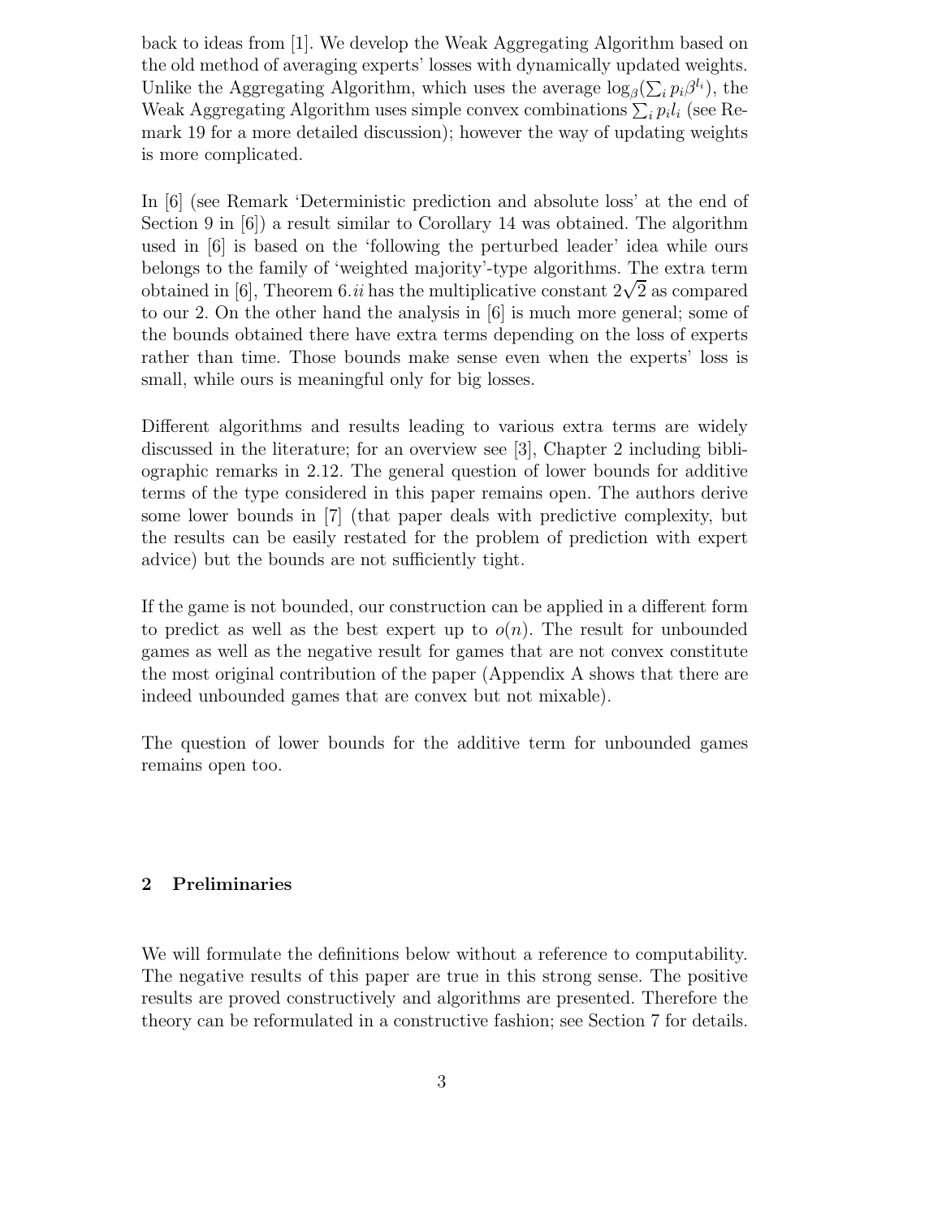back to ideas from [1]. We develop the Weak Aggregating Algorithm based on the old method of averaging experts' losses with dynamically updated weights. Unlike the Aggregating Algorithm, which uses the average $\log_\beta(\sum_i p_i \beta^{l_i})$, the Weak Aggregating Algorithm uses simple convex combinations $\sum_i p_i l_i$ (see Remark 19 for a more detailed discussion); however the way of updating weights is more complicated.

In [6] (see Remark 'Deterministic prediction and absolute loss' at the end of Section 9 in [6]) a result similar to Corollary 14 was obtained. The algorithm used in [6] is based on the 'following the perturbed leader' idea while ours belongs to the family of 'weighted majority'-type algorithms. The extra term obtained in [6], Theorem 6.*ii* has the multiplicative constant $2\sqrt{2}$ as compared to our 2. On the other hand the analysis in [6] is much more general; some of the bounds obtained there have extra terms depending on the loss of experts rather than time. Those bounds make sense even when the experts' loss is small, while ours is meaningful only for big losses.

Different algorithms and results leading to various extra terms are widely discussed in the literature; for an overview see [3], Chapter 2 including bibliographic remarks in 2.12. The general question of lower bounds for additive terms of the type considered in this paper remains open. The authors derive some lower bounds in [7] (that paper deals with predictive complexity, but the results can be easily restated for the problem of prediction with expert advice) but the bounds are not sufficiently tight.

If the game is not bounded, our construction can be applied in a different form to predict as well as the best expert up to $o(n)$. The result for unbounded games as well as the negative result for games that are not convex constitute the most original contribution of the paper (Appendix A shows that there are indeed unbounded games that are convex but not mixable).

The question of lower bounds for the additive term for unbounded games remains open too.

## 2 Preliminaries

We will formulate the definitions below without a reference to computability. The negative results of this paper are true in this strong sense. The positive results are proved constructively and algorithms are presented. Therefore the theory can be reformulated in a constructive fashion; see Section 7 for details.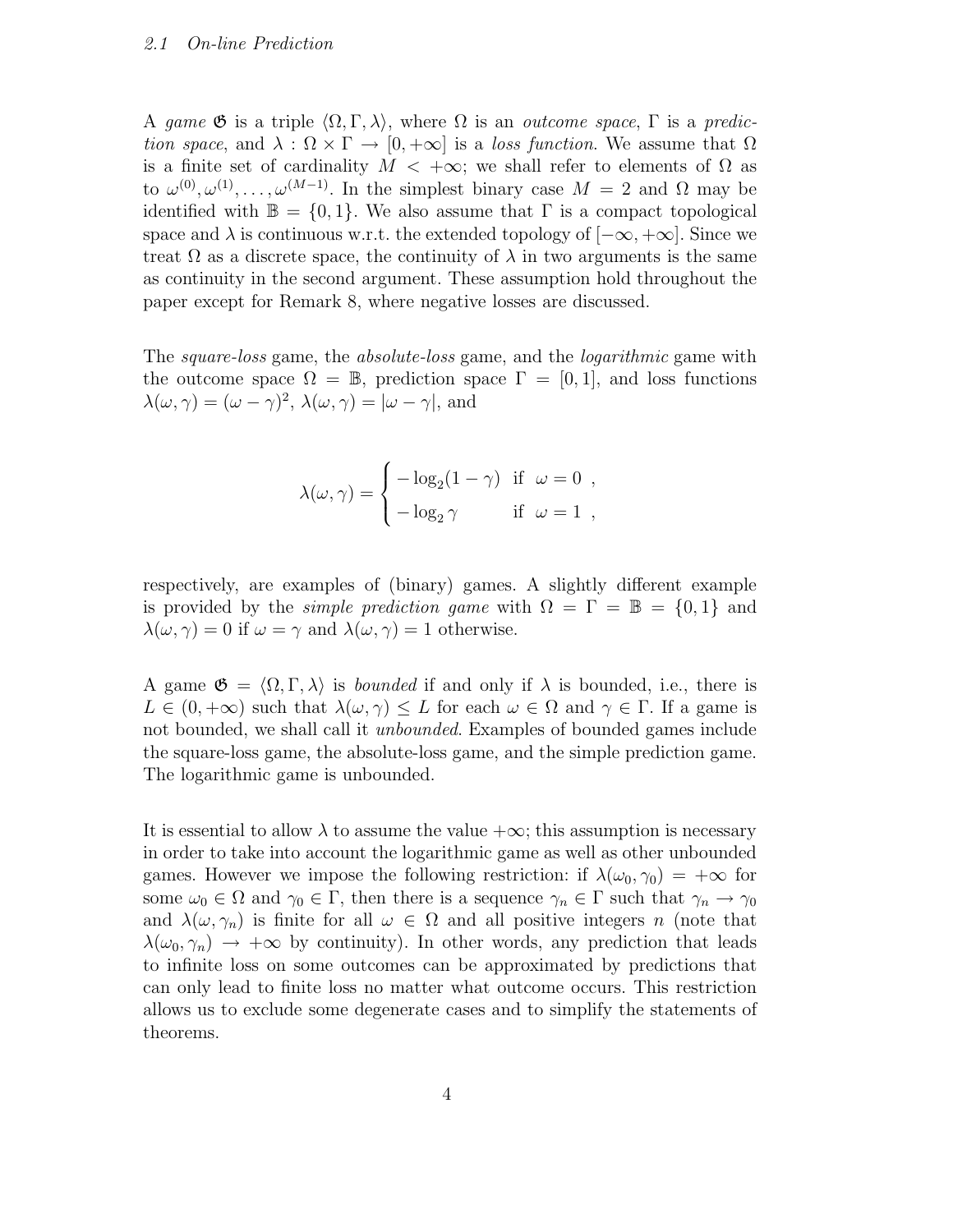A *game* $\mathfrak{G}$ is a triple $\langle \Omega, \Gamma, \lambda \rangle$, where $\Omega$ is an *outcome space*, $\Gamma$ is a *prediction space*, and $\lambda : \Omega \times \Gamma \to [0, +\infty]$ is a *loss function*. We assume that $\Omega$ is a finite set of cardinality $M < +\infty$; we shall refer to elements of $\Omega$ as to $\omega^{(0)}, \omega^{(1)}, \ldots, \omega^{(M-1)}$. In the simplest binary case $M = 2$ and $\Omega$ may be identified with $\mathbb{B} = \{0, 1\}$. We also assume that $\Gamma$ is a compact topological space and $\lambda$ is continuous w.r.t. the extended topology of $[-\infty, +\infty]$. Since we treat $\Omega$ as a discrete space, the continuity of $\lambda$ in two arguments is the same as continuity in the second argument. These assumption hold throughout the paper except for Remark 8, where negative losses are discussed.

The *square-loss* game, the *absolute-loss* game, and the *logarithmic* game with the outcome space $\Omega = \mathbb{B}$, prediction space $\Gamma = [0, 1]$, and loss functions $\lambda(\omega, \gamma) = (\omega - \gamma)^2$, $\lambda(\omega, \gamma) = |\omega - \gamma|$, and

$$\lambda(\omega, \gamma) = \begin{cases} -\log_2(1 - \gamma) & \text{if } \omega = 0 \ , \\ -\log_2 \gamma & \text{if } \omega = 1 \ , \end{cases}$$

respectively, are examples of (binary) games. A slightly different example is provided by the *simple prediction game* with $\Omega = \Gamma = \mathbb{B} = \{0, 1\}$ and $\lambda(\omega, \gamma) = 0$ if $\omega = \gamma$ and $\lambda(\omega, \gamma) = 1$ otherwise.

A game $\mathfrak{G} = \langle \Omega, \Gamma, \lambda \rangle$ is *bounded* if and only if $\lambda$ is bounded, i.e., there is $L \in (0, +\infty)$ such that $\lambda(\omega, \gamma) \leq L$ for each $\omega \in \Omega$ and $\gamma \in \Gamma$. If a game is not bounded, we shall call it *unbounded*. Examples of bounded games include the square-loss game, the absolute-loss game, and the simple prediction game. The logarithmic game is unbounded.

It is essential to allow $\lambda$ to assume the value $+\infty$; this assumption is necessary in order to take into account the logarithmic game as well as other unbounded games. However we impose the following restriction: if $\lambda(\omega_0, \gamma_0) = +\infty$ for some $\omega_0 \in \Omega$ and $\gamma_0 \in \Gamma$, then there is a sequence $\gamma_n \in \Gamma$ such that $\gamma_n \to \gamma_0$ and $\lambda(\omega, \gamma_n)$ is finite for all $\omega \in \Omega$ and all positive integers $n$ (note that $\lambda(\omega_0, \gamma_n) \to +\infty$ by continuity). In other words, any prediction that leads to infinite loss on some outcomes can be approximated by predictions that can only lead to finite loss no matter what outcome occurs. This restriction allows us to exclude some degenerate cases and to simplify the statements of theorems.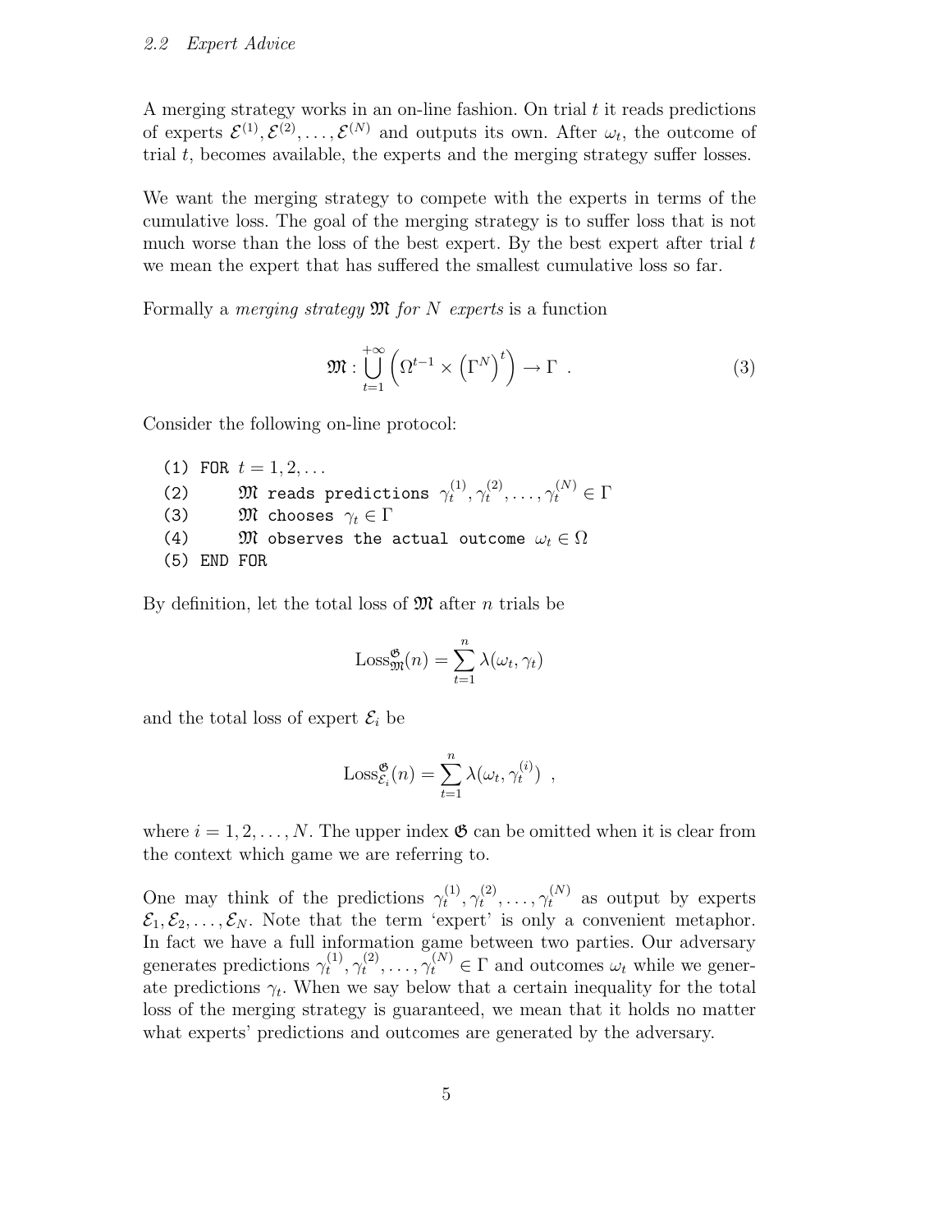A merging strategy works in an on-line fashion. On trial $t$ it reads predictions of experts $\mathcal{E}^{(1)}, \mathcal{E}^{(2)}, \ldots, \mathcal{E}^{(N)}$ and outputs its own. After $\omega_t$, the outcome of trial $t$, becomes available, the experts and the merging strategy suffer losses.

We want the merging strategy to compete with the experts in terms of the cumulative loss. The goal of the merging strategy is to suffer loss that is not much worse than the loss of the best expert. By the best expert after trial $t$ we mean the expert that has suffered the smallest cumulative loss so far.

Formally a *merging strategy* $\mathfrak{M}$ *for* $N$ *experts* is a function

$$\mathfrak{M} : \bigcup_{t=1}^{+\infty} \left( \Omega^{t-1} \times \left( \Gamma^N \right)^t \right) \to \Gamma \ . \tag{3}$$

Consider the following on-line protocol:

```
(1) FOR t = 1, 2, ...
(2)     M reads predictions γ_t^(1), γ_t^(2), ..., γ_t^(N) ∈ Γ
(3)     M chooses γ_t ∈ Γ
(4)     M observes the actual outcome ω_t ∈ Ω
(5) END FOR
```

By definition, let the total loss of $\mathfrak{M}$ after $n$ trials be

$$\mathrm{Loss}^{\mathfrak{G}}_{\mathfrak{M}}(n) = \sum_{t=1}^{n} \lambda(\omega_t, \gamma_t)$$

and the total loss of expert $\mathcal{E}_i$ be

$$\mathrm{Loss}^{\mathfrak{G}}_{\mathcal{E}_i}(n) = \sum_{t=1}^{n} \lambda(\omega_t, \gamma_t^{(i)}) \ ,$$

where $i = 1, 2, \ldots, N$. The upper index $\mathfrak{G}$ can be omitted when it is clear from the context which game we are referring to.

One may think of the predictions $\gamma_t^{(1)}, \gamma_t^{(2)}, \ldots, \gamma_t^{(N)}$ as output by experts $\mathcal{E}_1, \mathcal{E}_2, \ldots, \mathcal{E}_N$. Note that the term 'expert' is only a convenient metaphor. In fact we have a full information game between two parties. Our adversary generates predictions $\gamma_t^{(1)}, \gamma_t^{(2)}, \ldots, \gamma_t^{(N)} \in \Gamma$ and outcomes $\omega_t$ while we generate predictions $\gamma_t$. When we say below that a certain inequality for the total loss of the merging strategy is guaranteed, we mean that it holds no matter what experts' predictions and outcomes are generated by the adversary.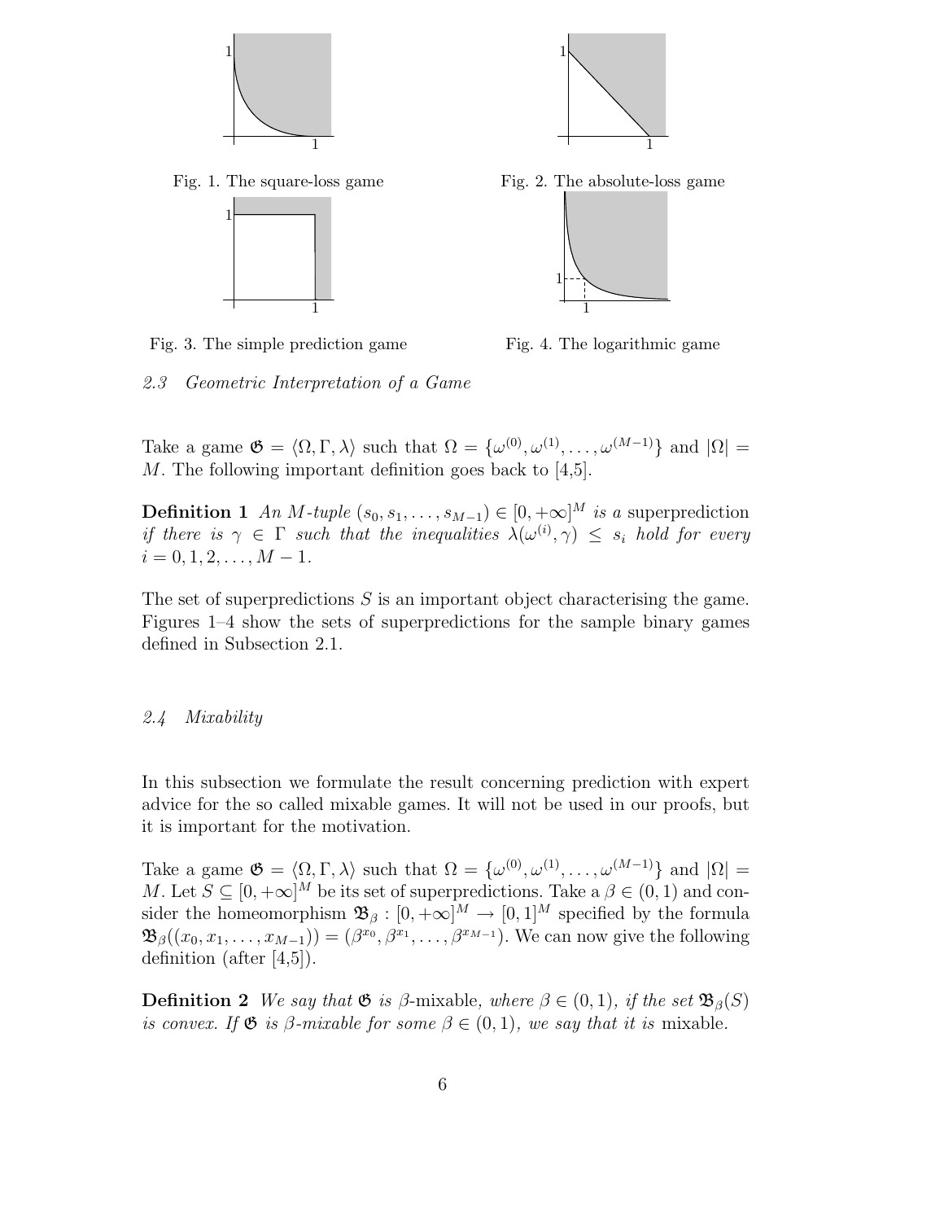Fig. 1. The square-loss game

Fig. 2. The absolute-loss game

Fig. 3. The simple prediction game

Fig. 4. The logarithmic game

### 2.3 Geometric Interpretation of a Game

Take a game $\mathfrak{G} = \langle \Omega, \Gamma, \lambda \rangle$ such that $\Omega = \{\omega^{(0)}, \omega^{(1)}, \ldots, \omega^{(M-1)}\}$ and $|\Omega| = M$. The following important definition goes back to [4,5].

**Definition 1** *An $M$-tuple $(s_0, s_1, \ldots, s_{M-1}) \in [0, +\infty]^M$ is a* superprediction *if there is $\gamma \in \Gamma$ such that the inequalities $\lambda(\omega^{(i)}, \gamma) \leq s_i$ hold for every $i = 0, 1, 2, \ldots, M-1$.*

The set of superpredictions $S$ is an important object characterising the game. Figures 1–4 show the sets of superpredictions for the sample binary games defined in Subsection 2.1.

### 2.4 Mixability

In this subsection we formulate the result concerning prediction with expert advice for the so called mixable games. It will not be used in our proofs, but it is important for the motivation.

Take a game $\mathfrak{G} = \langle \Omega, \Gamma, \lambda \rangle$ such that $\Omega = \{\omega^{(0)}, \omega^{(1)}, \ldots, \omega^{(M-1)}\}$ and $|\Omega| = M$. Let $S \subseteq [0, +\infty]^M$ be its set of superpredictions. Take a $\beta \in (0, 1)$ and consider the homeomorphism $\mathfrak{B}_\beta : [0, +\infty]^M \to [0, 1]^M$ specified by the formula $\mathfrak{B}_\beta((x_0, x_1, \ldots, x_{M-1})) = (\beta^{x_0}, \beta^{x_1}, \ldots, \beta^{x_{M-1}})$. We can now give the following definition (after [4,5]).

**Definition 2** *We say that $\mathfrak{G}$ is $\beta$-*mixable*, where $\beta \in (0, 1)$, if the set $\mathfrak{B}_\beta(S)$ is convex. If $\mathfrak{G}$ is $\beta$-mixable for some $\beta \in (0, 1)$, we say that it is* mixable.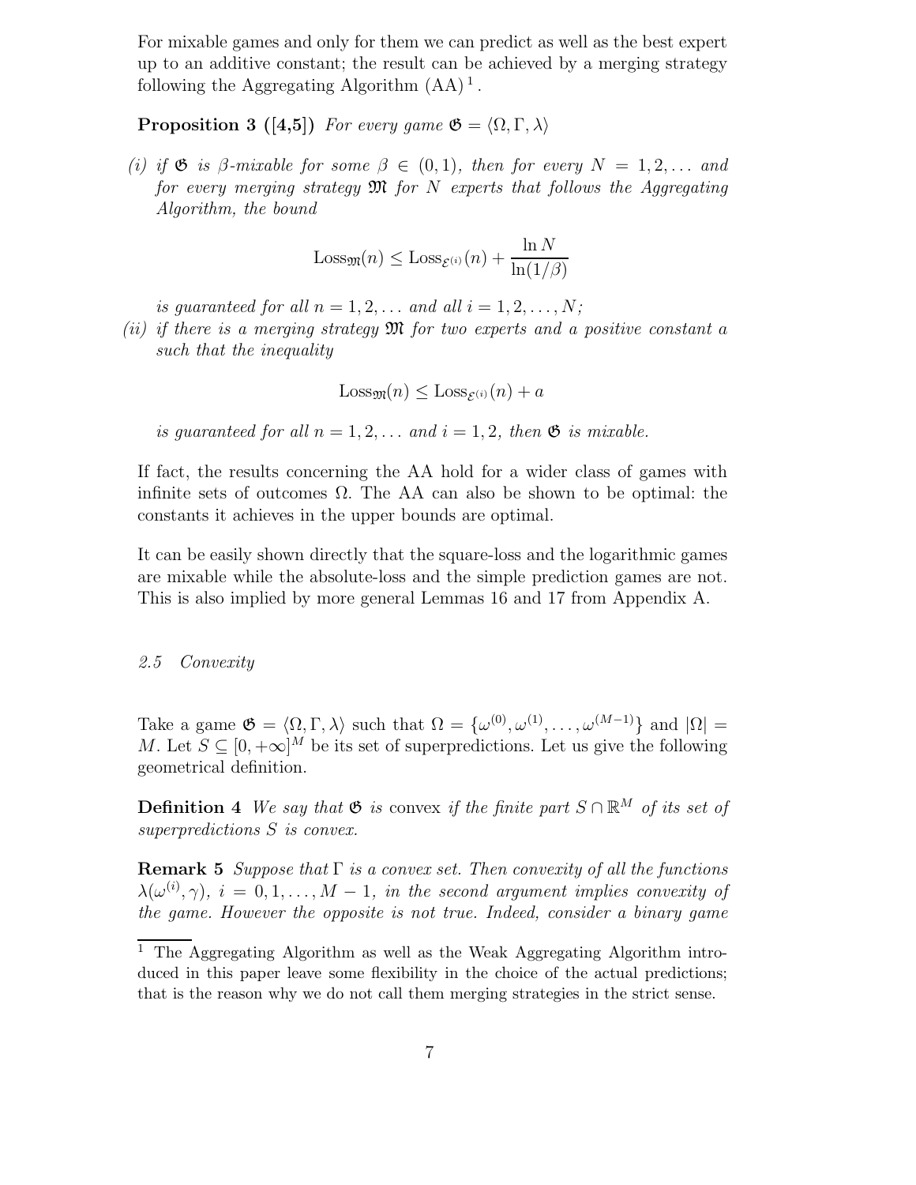For mixable games and only for them we can predict as well as the best expert up to an additive constant; the result can be achieved by a merging strategy following the Aggregating Algorithm (AA) [1].

**Proposition 3 ([4,5])** *For every game $\mathfrak{G} = \langle \Omega, \Gamma, \lambda \rangle$*

*(i) if $\mathfrak{G}$ is $\beta$-mixable for some $\beta \in (0, 1)$, then for every $N = 1, 2, \ldots$ and for every merging strategy $\mathfrak{M}$ for $N$ experts that follows the Aggregating Algorithm, the bound*

$$\mathrm{Loss}_{\mathfrak{M}}(n) \leq \mathrm{Loss}_{\mathcal{E}^{(i)}}(n) + \frac{\ln N}{\ln(1/\beta)}$$

*is guaranteed for all $n = 1, 2, \ldots$ and all $i = 1, 2, \ldots, N$;*

*(ii) if there is a merging strategy $\mathfrak{M}$ for two experts and a positive constant $a$ such that the inequality*

$$\mathrm{Loss}_{\mathfrak{M}}(n) \leq \mathrm{Loss}_{\mathcal{E}^{(i)}}(n) + a$$

*is guaranteed for all $n = 1, 2, \ldots$ and $i = 1, 2$, then $\mathfrak{G}$ is mixable.*

If fact, the results concerning the AA hold for a wider class of games with infinite sets of outcomes $\Omega$. The AA can also be shown to be optimal: the constants it achieves in the upper bounds are optimal.

It can be easily shown directly that the square-loss and the logarithmic games are mixable while the absolute-loss and the simple prediction games are not. This is also implied by more general Lemmas 16 and 17 from Appendix A.

### *2.5 Convexity*

Take a game $\mathfrak{G} = \langle \Omega, \Gamma, \lambda \rangle$ such that $\Omega = \{\omega^{(0)}, \omega^{(1)}, \ldots, \omega^{(M-1)}\}$ and $|\Omega| = M$. Let $S \subseteq [0, +\infty]^M$ be its set of superpredictions. Let us give the following geometrical definition.

**Definition 4** *We say that $\mathfrak{G}$ is* convex *if the finite part $S \cap \mathbb{R}^M$ of its set of superpredictions $S$ is convex.*

**Remark 5** *Suppose that $\Gamma$ is a convex set. Then convexity of all the functions $\lambda(\omega^{(i)}, \gamma)$, $i = 0, 1, \ldots, M-1$, in the second argument implies convexity of the game. However the opposite is not true. Indeed, consider a binary game*

[1] The Aggregating Algorithm as well as the Weak Aggregating Algorithm introduced in this paper leave some flexibility in the choice of the actual predictions; that is the reason why we do not call them merging strategies in the strict sense.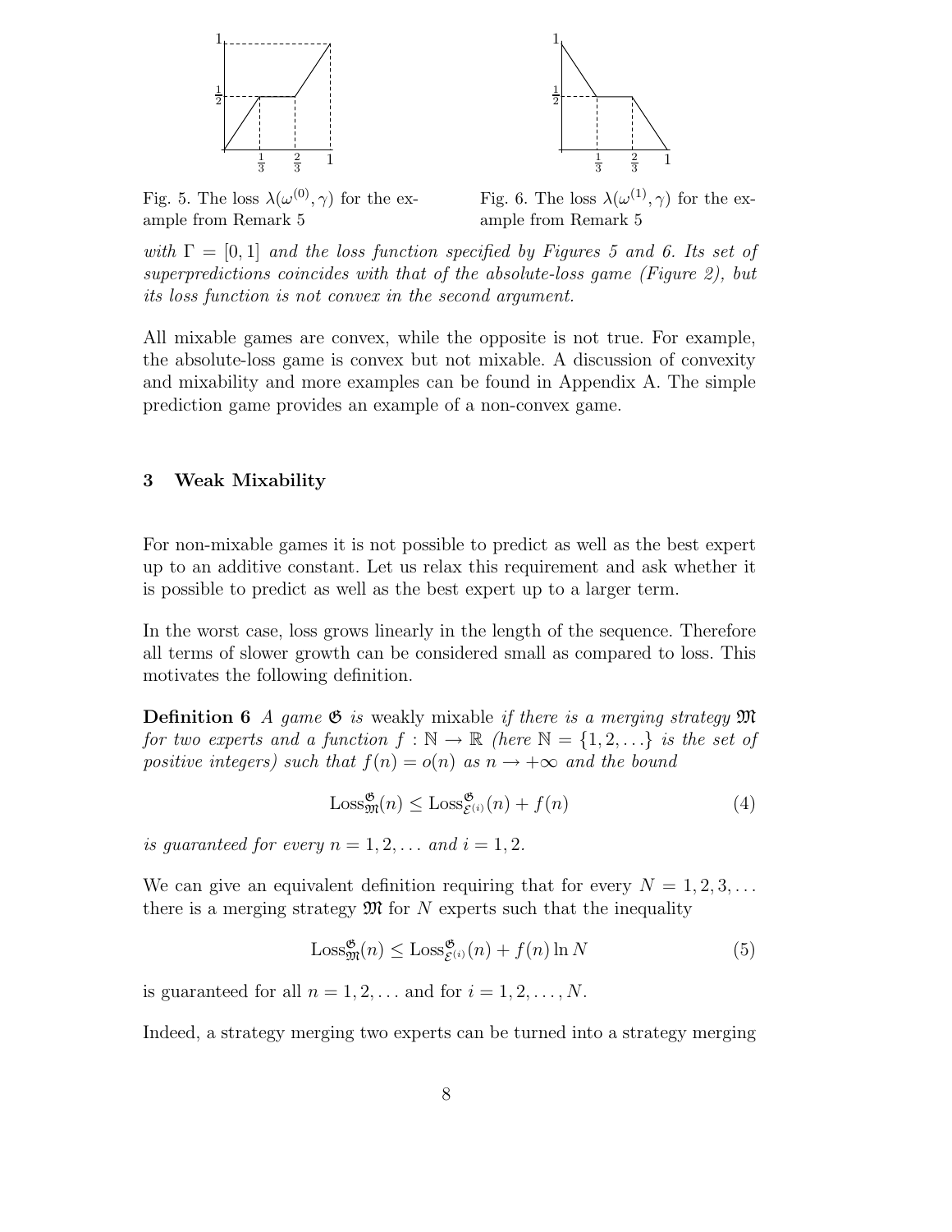Fig. 5. The loss $\lambda(\omega^{(0)}, \gamma)$ for the example from Remark 5

Fig. 6. The loss $\lambda(\omega^{(1)}, \gamma)$ for the example from Remark 5

*with $\Gamma = [0, 1]$ and the loss function specified by Figures 5 and 6. Its set of superpredictions coincides with that of the absolute-loss game (Figure 2), but its loss function is not convex in the second argument.*

All mixable games are convex, while the opposite is not true. For example, the absolute-loss game is convex but not mixable. A discussion of convexity and mixability and more examples can be found in Appendix A. The simple prediction game provides an example of a non-convex game.

## 3 Weak Mixability

For non-mixable games it is not possible to predict as well as the best expert up to an additive constant. Let us relax this requirement and ask whether it is possible to predict as well as the best expert up to a larger term.

In the worst case, loss grows linearly in the length of the sequence. Therefore all terms of slower growth can be considered small as compared to loss. This motivates the following definition.

**Definition 6** *A game $\mathfrak{G}$ is* weakly mixable *if there is a merging strategy $\mathfrak{M}$ for two experts and a function $f : \mathbb{N} \to \mathbb{R}$ (here $\mathbb{N} = \{1, 2, \ldots\}$ is the set of positive integers) such that $f(n) = o(n)$ as $n \to +\infty$ and the bound*

$$\mathrm{Loss}^{\mathfrak{G}}_{\mathfrak{M}}(n) \leq \mathrm{Loss}^{\mathfrak{G}}_{\mathcal{E}^{(i)}}(n) + f(n) \tag{4}$$

*is guaranteed for every $n = 1, 2, \ldots$ and $i = 1, 2$.*

We can give an equivalent definition requiring that for every $N = 1, 2, 3, \ldots$ there is a merging strategy $\mathfrak{M}$ for $N$ experts such that the inequality

$$\mathrm{Loss}^{\mathfrak{G}}_{\mathfrak{M}}(n) \leq \mathrm{Loss}^{\mathfrak{G}}_{\mathcal{E}^{(i)}}(n) + f(n) \ln N \tag{5}$$

is guaranteed for all $n = 1, 2, \ldots$ and for $i = 1, 2, \ldots, N$.

Indeed, a strategy merging two experts can be turned into a strategy merging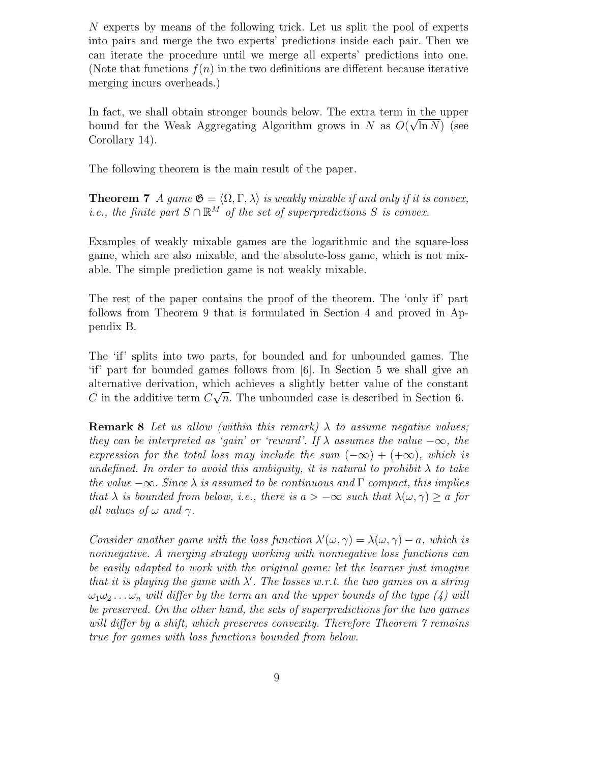$N$ experts by means of the following trick. Let us split the pool of experts into pairs and merge the two experts' predictions inside each pair. Then we can iterate the procedure until we merge all experts' predictions into one. (Note that functions $f(n)$ in the two definitions are different because iterative merging incurs overheads.)

In fact, we shall obtain stronger bounds below. The extra term in the upper bound for the Weak Aggregating Algorithm grows in $N$ as $O(\sqrt{\ln N})$ (see Corollary 14).

The following theorem is the main result of the paper.

**Theorem 7** *A game $\mathfrak{G} = \langle \Omega, \Gamma, \lambda \rangle$ is weakly mixable if and only if it is convex, i.e., the finite part $S \cap \mathbb{R}^M$ of the set of superpredictions $S$ is convex.*

Examples of weakly mixable games are the logarithmic and the square-loss game, which are also mixable, and the absolute-loss game, which is not mixable. The simple prediction game is not weakly mixable.

The rest of the paper contains the proof of the theorem. The 'only if' part follows from Theorem 9 that is formulated in Section 4 and proved in Appendix B.

The 'if' splits into two parts, for bounded and for unbounded games. The 'if' part for bounded games follows from [6]. In Section 5 we shall give an alternative derivation, which achieves a slightly better value of the constant $C$ in the additive term $C\sqrt{n}$. The unbounded case is described in Section 6.

**Remark 8** *Let us allow (within this remark) $\lambda$ to assume negative values; they can be interpreted as 'gain' or 'reward'. If $\lambda$ assumes the value $-\infty$, the expression for the total loss may include the sum $(-\infty) + (+\infty)$, which is undefined. In order to avoid this ambiguity, it is natural to prohibit $\lambda$ to take the value $-\infty$. Since $\lambda$ is assumed to be continuous and $\Gamma$ compact, this implies that $\lambda$ is bounded from below, i.e., there is $a > -\infty$ such that $\lambda(\omega, \gamma) \geq a$ for all values of $\omega$ and $\gamma$.*

*Consider another game with the loss function $\lambda'(\omega, \gamma) = \lambda(\omega, \gamma) - a$, which is nonnegative. A merging strategy working with nonnegative loss functions can be easily adapted to work with the original game: let the learner just imagine that it is playing the game with $\lambda'$. The losses w.r.t. the two games on a string $\omega_1 \omega_2 \ldots \omega_n$ will differ by the term $an$ and the upper bounds of the type (4) will be preserved. On the other hand, the sets of superpredictions for the two games will differ by a shift, which preserves convexity. Therefore Theorem 7 remains true for games with loss functions bounded from below.*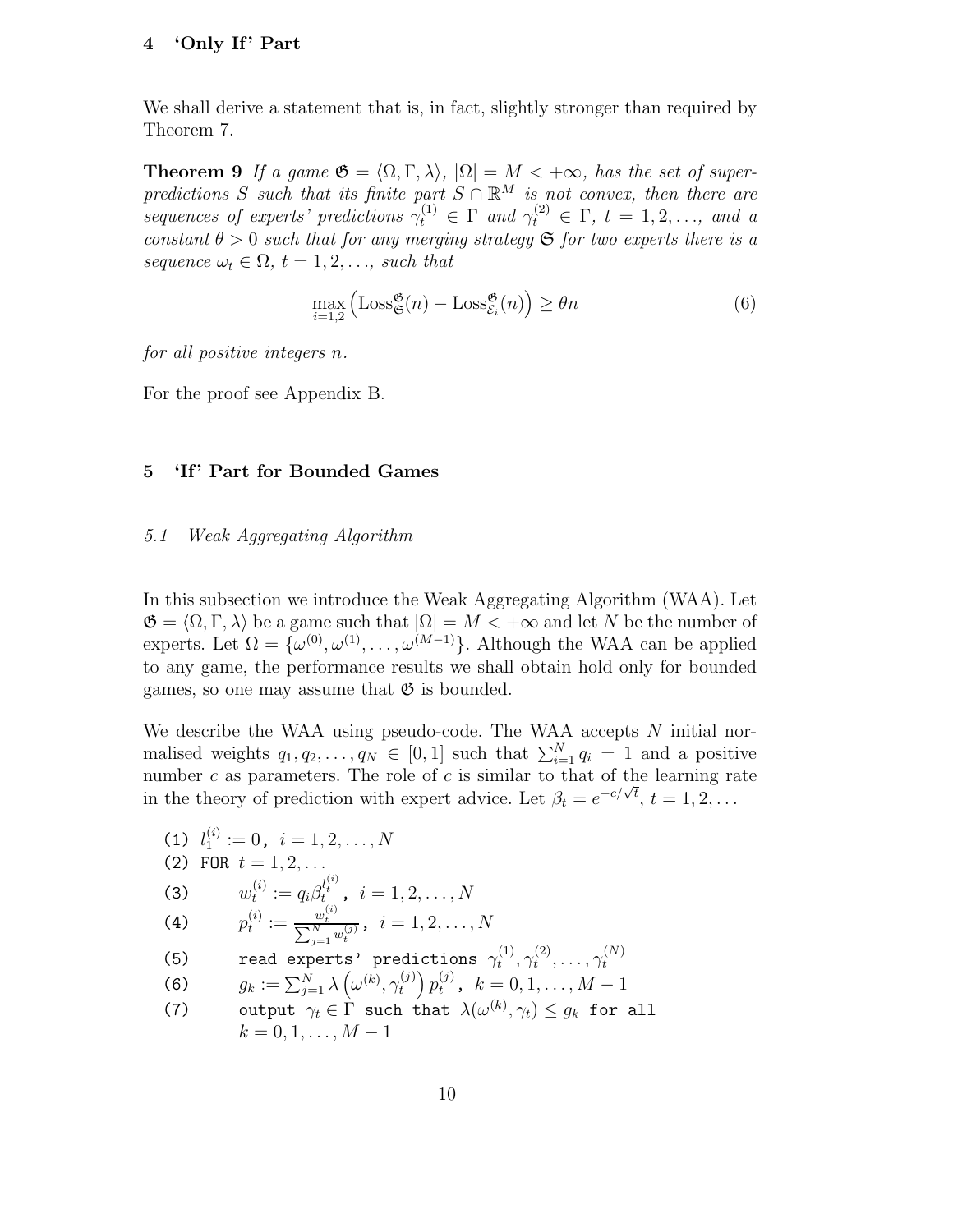## 4 'Only If' Part

We shall derive a statement that is, in fact, slightly stronger than required by Theorem 7.

**Theorem 9** *If a game $\mathfrak{G} = \langle \Omega, \Gamma, \lambda \rangle$, $|\Omega| = M < +\infty$, has the set of superpredictions $S$ such that its finite part $S \cap \mathbb{R}^M$ is not convex, then there are sequences of experts' predictions $\gamma_t^{(1)} \in \Gamma$ and $\gamma_t^{(2)} \in \Gamma$, $t = 1, 2, \ldots$, and a constant $\theta > 0$ such that for any merging strategy $\mathfrak{S}$ for two experts there is a sequence $\omega_t \in \Omega$, $t = 1, 2, \ldots$, such that*

$$\max_{i=1,2} \left( \mathrm{Loss}_{\mathfrak{S}}^{\mathfrak{G}}(n) - \mathrm{Loss}_{\mathcal{E}_i}^{\mathfrak{G}}(n) \right) \geq \theta n \tag{6}$$

*for all positive integers $n$.*

For the proof see Appendix B.

## 5 'If' Part for Bounded Games

### 5.1 Weak Aggregating Algorithm

In this subsection we introduce the Weak Aggregating Algorithm (WAA). Let $\mathfrak{G} = \langle \Omega, \Gamma, \lambda \rangle$ be a game such that $|\Omega| = M < +\infty$ and let $N$ be the number of experts. Let $\Omega = \{\omega^{(0)}, \omega^{(1)}, \ldots, \omega^{(M-1)}\}$. Although the WAA can be applied to any game, the performance results we shall obtain hold only for bounded games, so one may assume that $\mathfrak{G}$ is bounded.

We describe the WAA using pseudo-code. The WAA accepts $N$ initial normalised weights $q_1, q_2, \ldots, q_N \in [0, 1]$ such that $\sum_{i=1}^{N} q_i = 1$ and a positive number $c$ as parameters. The role of $c$ is similar to that of the learning rate in the theory of prediction with expert advice. Let $\beta_t = e^{-c/\sqrt{t}}$, $t = 1, 2, \ldots$

(1) $l_1^{(i)} := 0$, $i = 1, 2, \ldots, N$

(2) FOR $t = 1, 2, \ldots$

(3) $\quad w_t^{(i)} := q_i \beta_t^{l_t^{(i)}}$, $i = 1, 2, \ldots, N$

(4) $\quad p_t^{(i)} := \frac{w_t^{(i)}}{\sum_{j=1}^{N} w_t^{(j)}}$, $i = 1, 2, \ldots, N$

(5) $\quad$ read experts' predictions $\gamma_t^{(1)}, \gamma_t^{(2)}, \ldots, \gamma_t^{(N)}$

(6) $\quad g_k := \sum_{j=1}^{N} \lambda\left(\omega^{(k)}, \gamma_t^{(j)}\right) p_t^{(j)}$, $k = 0, 1, \ldots, M-1$

(7) $\quad$ output $\gamma_t \in \Gamma$ such that $\lambda(\omega^{(k)}, \gamma_t) \leq g_k$ for all $k = 0, 1, \ldots, M-1$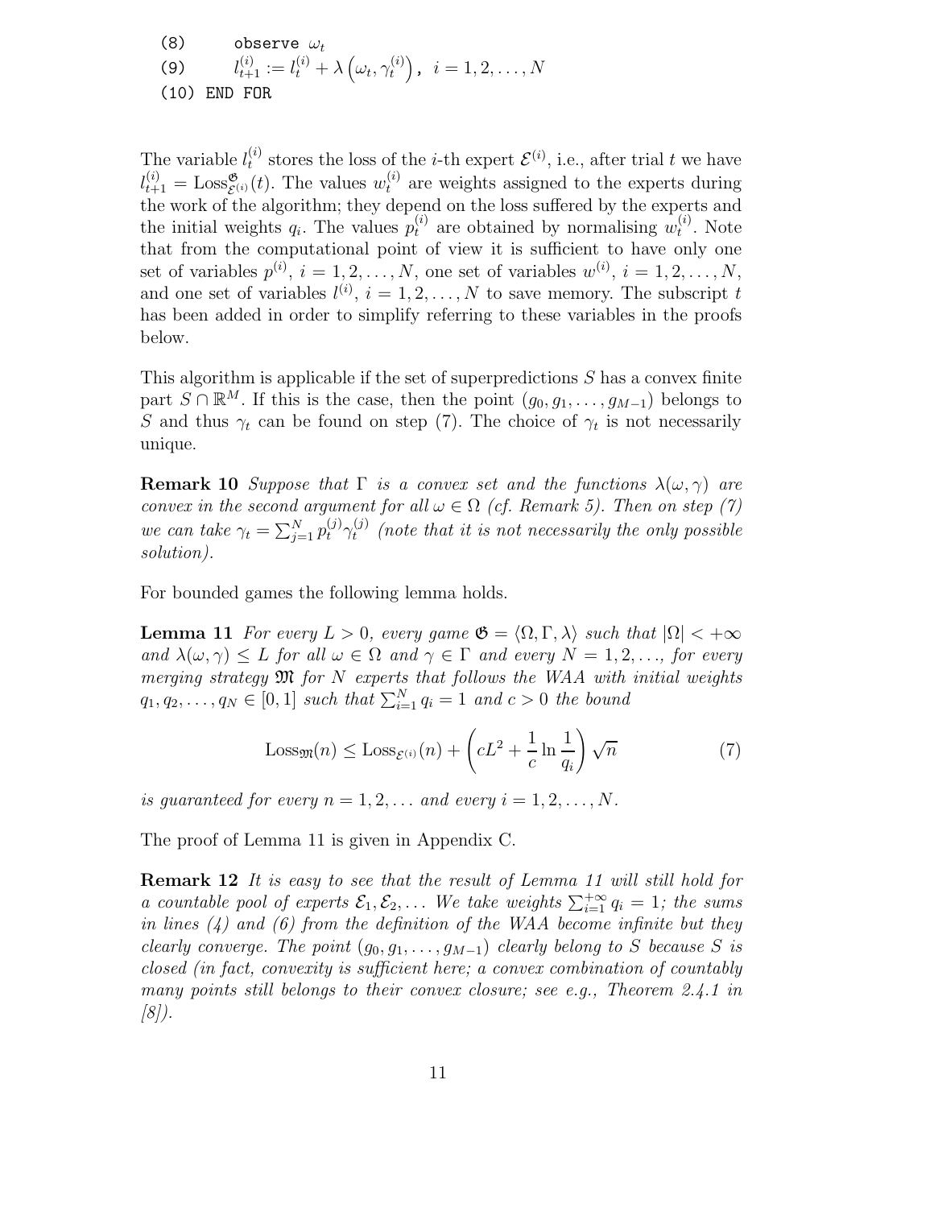```
(8)       observe ω_t
(9)         l^(i)_{t+1} := l^(i)_t + λ(ω_t, γ^(i)_t),  i = 1, 2, ..., N
(10) END FOR
```

The variable $l_t^{(i)}$ stores the loss of the $i$-th expert $\mathcal{E}^{(i)}$, i.e., after trial $t$ we have $l_{t+1}^{(i)} = \mathrm{Loss}^{\mathfrak{G}}_{\mathcal{E}^{(i)}}(t)$. The values $w_t^{(i)}$ are weights assigned to the experts during the work of the algorithm; they depend on the loss suffered by the experts and the initial weights $q_i$. The values $p_t^{(i)}$ are obtained by normalising $w_t^{(i)}$. Note that from the computational point of view it is sufficient to have only one set of variables $p^{(i)}$, $i = 1, 2, \ldots, N$, one set of variables $w^{(i)}$, $i = 1, 2, \ldots, N$, and one set of variables $l^{(i)}$, $i = 1, 2, \ldots, N$ to save memory. The subscript $t$ has been added in order to simplify referring to these variables in the proofs below.

This algorithm is applicable if the set of superpredictions $S$ has a convex finite part $S \cap \mathbb{R}^M$. If this is the case, then the point $(g_0, g_1, \ldots, g_{M-1})$ belongs to $S$ and thus $\gamma_t$ can be found on step (7). The choice of $\gamma_t$ is not necessarily unique.

**Remark 10** *Suppose that $\Gamma$ is a convex set and the functions $\lambda(\omega, \gamma)$ are convex in the second argument for all $\omega \in \Omega$ (cf. Remark 5). Then on step (7) we can take $\gamma_t = \sum_{j=1}^N p_t^{(j)} \gamma_t^{(j)}$ (note that it is not necessarily the only possible solution).*

For bounded games the following lemma holds.

**Lemma 11** *For every $L > 0$, every game $\mathfrak{G} = \langle \Omega, \Gamma, \lambda \rangle$ such that $|\Omega| < +\infty$ and $\lambda(\omega, \gamma) \leq L$ for all $\omega \in \Omega$ and $\gamma \in \Gamma$ and every $N = 1, 2, \ldots$, for every merging strategy $\mathfrak{M}$ for $N$ experts that follows the WAA with initial weights $q_1, q_2, \ldots, q_N \in [0, 1]$ such that $\sum_{i=1}^N q_i = 1$ and $c > 0$ the bound*

$$
\mathrm{Loss}_{\mathfrak{M}}(n) \leq \mathrm{Loss}_{\mathcal{E}^{(i)}}(n) + \left( cL^2 + \frac{1}{c} \ln \frac{1}{q_i} \right) \sqrt{n} \tag{7}
$$

*is guaranteed for every $n = 1, 2, \ldots$ and every $i = 1, 2, \ldots, N$.*

The proof of Lemma 11 is given in Appendix C.

**Remark 12** *It is easy to see that the result of Lemma 11 will still hold for a countable pool of experts $\mathcal{E}_1, \mathcal{E}_2, \ldots$ We take weights $\sum_{i=1}^{+\infty} q_i = 1$; the sums in lines (4) and (6) from the definition of the WAA become infinite but they clearly converge. The point $(g_0, g_1, \ldots, g_{M-1})$ clearly belong to $S$ because $S$ is closed (in fact, convexity is sufficient here; a convex combination of countably many points still belongs to their convex closure; see e.g., Theorem 2.4.1 in [8]).*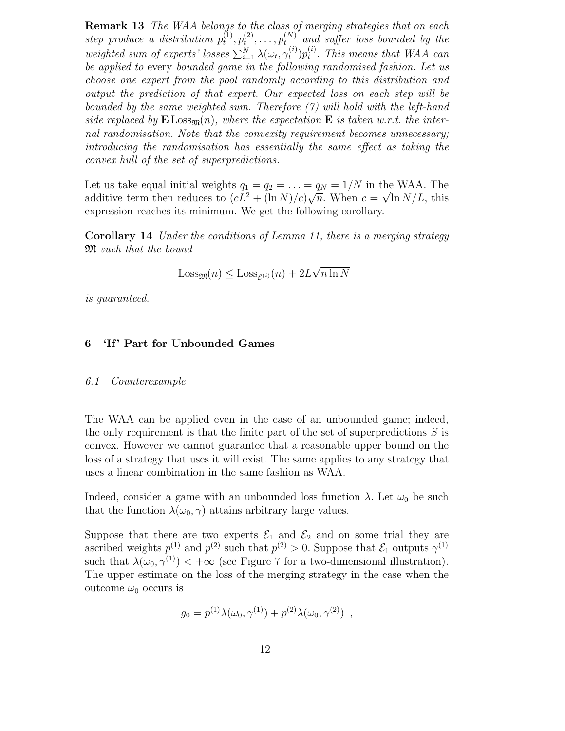**Remark 13** *The WAA belongs to the class of merging strategies that on each step produce a distribution $p_t^{(1)}, p_t^{(2)}, \ldots, p_t^{(N)}$ and suffer loss bounded by the weighted sum of experts' losses $\sum_{i=1}^N \lambda(\omega_t, \gamma_t^{(i)}) p_t^{(i)}$. This means that WAA can be applied to* every *bounded game in the following randomised fashion. Let us choose one expert from the pool randomly according to this distribution and output the prediction of that expert. Our expected loss on each step will be bounded by the same weighted sum. Therefore (7) will hold with the left-hand side replaced by $\mathbf{E}\,\mathrm{Loss}_{\mathfrak{M}}(n)$, where the expectation $\mathbf{E}$ is taken w.r.t. the internal randomisation. Note that the convexity requirement becomes unnecessary; introducing the randomisation has essentially the same effect as taking the convex hull of the set of superpredictions.*

Let us take equal initial weights $q_1 = q_2 = \ldots = q_N = 1/N$ in the WAA. The additive term then reduces to $(cL^2 + (\ln N)/c)\sqrt{n}$. When $c = \sqrt{\ln N}/L$, this expression reaches its minimum. We get the following corollary.

**Corollary 14** *Under the conditions of Lemma 11, there is a merging strategy $\mathfrak{M}$ such that the bound*

$$\mathrm{Loss}_{\mathfrak{M}}(n) \leq \mathrm{Loss}_{\mathcal{E}^{(i)}}(n) + 2L\sqrt{n \ln N}$$

*is guaranteed.*

## 6 'If' Part for Unbounded Games

### 6.1 Counterexample

The WAA can be applied even in the case of an unbounded game; indeed, the only requirement is that the finite part of the set of superpredictions $S$ is convex. However we cannot guarantee that a reasonable upper bound on the loss of a strategy that uses it will exist. The same applies to any strategy that uses a linear combination in the same fashion as WAA.

Indeed, consider a game with an unbounded loss function $\lambda$. Let $\omega_0$ be such that the function $\lambda(\omega_0, \gamma)$ attains arbitrary large values.

Suppose that there are two experts $\mathcal{E}_1$ and $\mathcal{E}_2$ and on some trial they are ascribed weights $p^{(1)}$ and $p^{(2)}$ such that $p^{(2)} > 0$. Suppose that $\mathcal{E}_1$ outputs $\gamma^{(1)}$ such that $\lambda(\omega_0, \gamma^{(1)}) < +\infty$ (see Figure 7 for a two-dimensional illustration). The upper estimate on the loss of the merging strategy in the case when the outcome $\omega_0$ occurs is

$$g_0 = p^{(1)} \lambda(\omega_0, \gamma^{(1)}) + p^{(2)} \lambda(\omega_0, \gamma^{(2)}) \ ,$$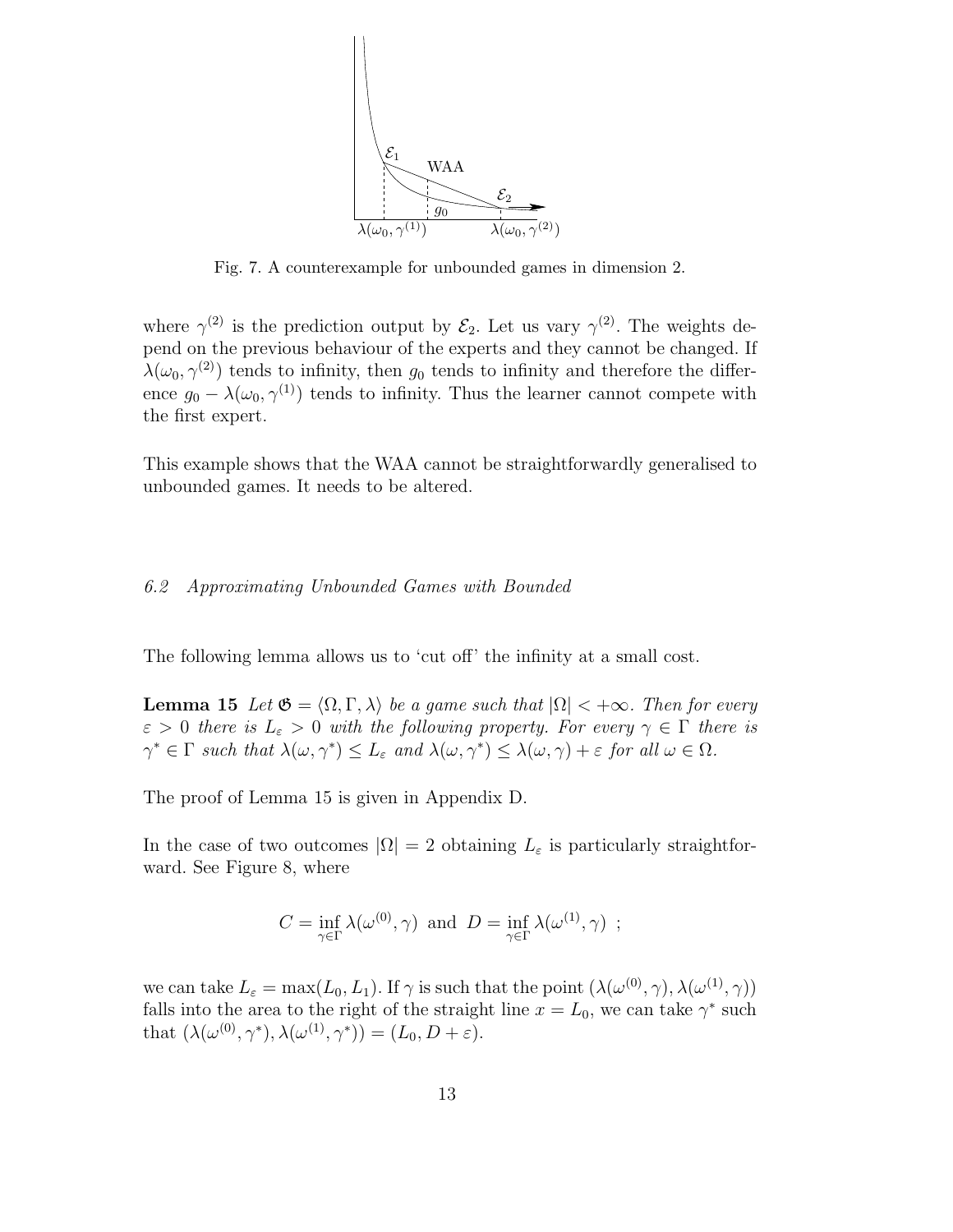Fig. 7. A counterexample for unbounded games in dimension 2.

where $\gamma^{(2)}$ is the prediction output by $\mathcal{E}_2$. Let us vary $\gamma^{(2)}$. The weights depend on the previous behaviour of the experts and they cannot be changed. If $\lambda(\omega_0, \gamma^{(2)})$ tends to infinity, then $g_0$ tends to infinity and therefore the difference $g_0 - \lambda(\omega_0, \gamma^{(1)})$ tends to infinity. Thus the learner cannot compete with the first expert.

This example shows that the WAA cannot be straightforwardly generalised to unbounded games. It needs to be altered.

### 6.2 Approximating Unbounded Games with Bounded

The following lemma allows us to 'cut off' the infinity at a small cost.

**Lemma 15** *Let $\mathfrak{G} = \langle \Omega, \Gamma, \lambda \rangle$ be a game such that $|\Omega| < +\infty$. Then for every $\varepsilon > 0$ there is $L_\varepsilon > 0$ with the following property. For every $\gamma \in \Gamma$ there is $\gamma^* \in \Gamma$ such that $\lambda(\omega, \gamma^*) \leq L_\varepsilon$ and $\lambda(\omega, \gamma^*) \leq \lambda(\omega, \gamma) + \varepsilon$ for all $\omega \in \Omega$.*

The proof of Lemma 15 is given in Appendix D.

In the case of two outcomes $|\Omega| = 2$ obtaining $L_\varepsilon$ is particularly straightforward. See Figure 8, where

$$C = \inf_{\gamma \in \Gamma} \lambda(\omega^{(0)}, \gamma) \text{ and } D = \inf_{\gamma \in \Gamma} \lambda(\omega^{(1)}, \gamma) \ ;$$

we can take $L_\varepsilon = \max(L_0, L_1)$. If $\gamma$ is such that the point $(\lambda(\omega^{(0)}, \gamma), \lambda(\omega^{(1)}, \gamma))$ falls into the area to the right of the straight line $x = L_0$, we can take $\gamma^*$ such that $(\lambda(\omega^{(0)}, \gamma^*), \lambda(\omega^{(1)}, \gamma^*)) = (L_0, D + \varepsilon)$.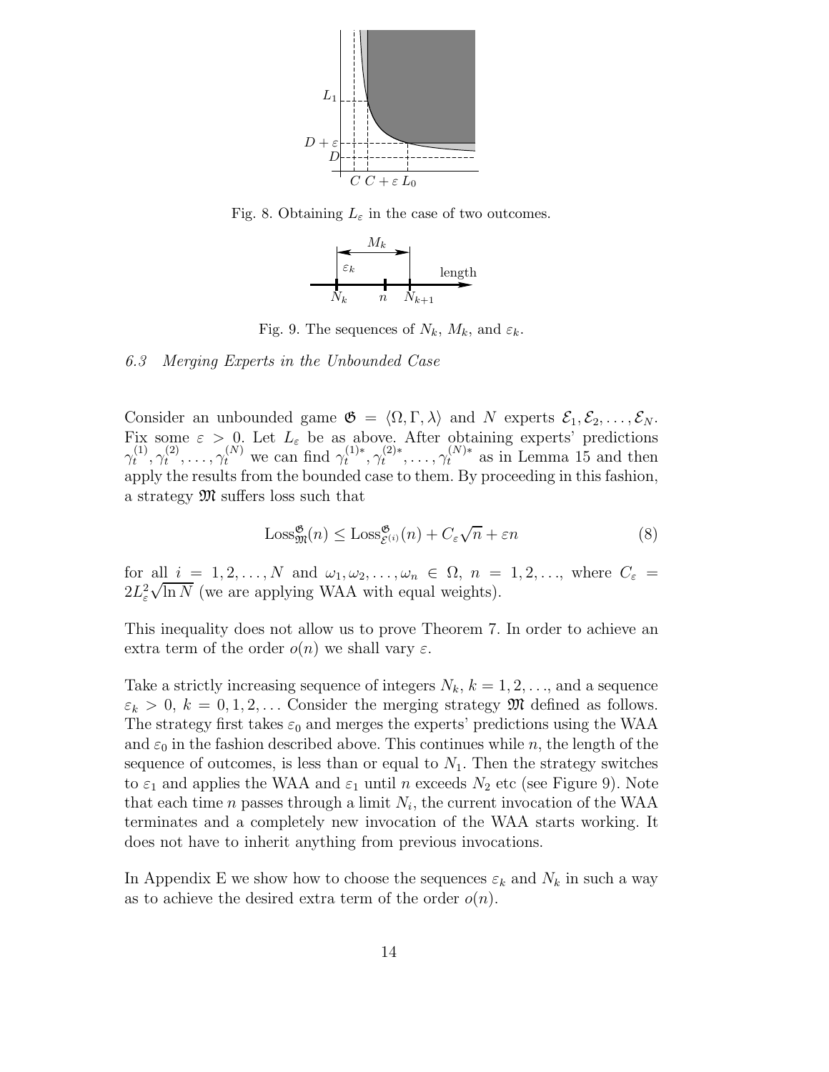Fig. 8. Obtaining $L_\varepsilon$ in the case of two outcomes.

Fig. 9. The sequences of $N_k$, $M_k$, and $\varepsilon_k$.

### 6.3 Merging Experts in the Unbounded Case

Consider an unbounded game $\mathfrak{G} = \langle \Omega, \Gamma, \lambda \rangle$ and $N$ experts $\mathcal{E}_1, \mathcal{E}_2, \ldots, \mathcal{E}_N$. Fix some $\varepsilon > 0$. Let $L_\varepsilon$ be as above. After obtaining experts' predictions $\gamma_t^{(1)}, \gamma_t^{(2)}, \ldots, \gamma_t^{(N)}$ we can find $\gamma_t^{(1)*}, \gamma_t^{(2)*}, \ldots, \gamma_t^{(N)*}$ as in Lemma 15 and then apply the results from the bounded case to them. By proceeding in this fashion, a strategy $\mathfrak{M}$ suffers loss such that

$$\mathrm{Loss}_{\mathfrak{M}}^{\mathfrak{G}}(n) \leq \mathrm{Loss}_{\mathcal{E}^{(i)}}^{\mathfrak{G}}(n) + C_\varepsilon \sqrt{n} + \varepsilon n \tag{8}$$

for all $i = 1, 2, \ldots, N$ and $\omega_1, \omega_2, \ldots, \omega_n \in \Omega$, $n = 1, 2, \ldots$, where $C_\varepsilon = 2L_\varepsilon^2 \sqrt{\ln N}$ (we are applying WAA with equal weights).

This inequality does not allow us to prove Theorem 7. In order to achieve an extra term of the order $o(n)$ we shall vary $\varepsilon$.

Take a strictly increasing sequence of integers $N_k$, $k = 1, 2, \ldots$, and a sequence $\varepsilon_k > 0$, $k = 0, 1, 2, \ldots$ Consider the merging strategy $\mathfrak{M}$ defined as follows. The strategy first takes $\varepsilon_0$ and merges the experts' predictions using the WAA and $\varepsilon_0$ in the fashion described above. This continues while $n$, the length of the sequence of outcomes, is less than or equal to $N_1$. Then the strategy switches to $\varepsilon_1$ and applies the WAA and $\varepsilon_1$ until $n$ exceeds $N_2$ etc (see Figure 9). Note that each time $n$ passes through a limit $N_i$, the current invocation of the WAA terminates and a completely new invocation of the WAA starts working. It does not have to inherit anything from previous invocations.

In Appendix E we show how to choose the sequences $\varepsilon_k$ and $N_k$ in such a way as to achieve the desired extra term of the order $o(n)$.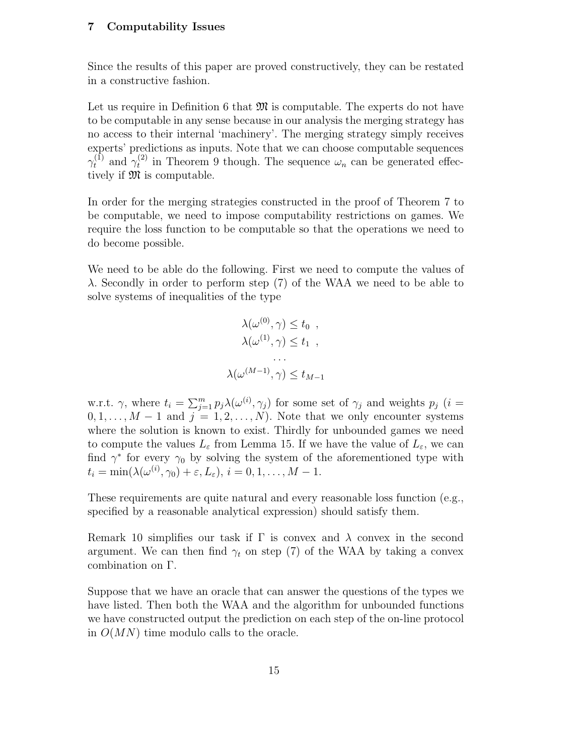## 7 Computability Issues

Since the results of this paper are proved constructively, they can be restated in a constructive fashion.

Let us require in Definition 6 that $\mathfrak{M}$ is computable. The experts do not have to be computable in any sense because in our analysis the merging strategy has no access to their internal 'machinery'. The merging strategy simply receives experts' predictions as inputs. Note that we can choose computable sequences $\gamma_t^{(1)}$ and $\gamma_t^{(2)}$ in Theorem 9 though. The sequence $\omega_n$ can be generated effectively if $\mathfrak{M}$ is computable.

In order for the merging strategies constructed in the proof of Theorem 7 to be computable, we need to impose computability restrictions on games. We require the loss function to be computable so that the operations we need to do become possible.

We need to be able do the following. First we need to compute the values of $\lambda$. Secondly in order to perform step (7) of the WAA we need to be able to solve systems of inequalities of the type

$$
\begin{aligned}
\lambda(\omega^{(0)}, \gamma) &\leq t_0 \ , \\
\lambda(\omega^{(1)}, \gamma) &\leq t_1 \ , \\
&\dots \\
\lambda(\omega^{(M-1)}, \gamma) &\leq t_{M-1}
\end{aligned}
$$

w.r.t. $\gamma$, where $t_i = \sum_{j=1}^{m} p_j \lambda(\omega^{(i)}, \gamma_j)$ for some set of $\gamma_j$ and weights $p_j$ ($i = 0, 1, \dots, M-1$ and $j = 1, 2, \dots, N$). Note that we only encounter systems where the solution is known to exist. Thirdly for unbounded games we need to compute the values $L_\varepsilon$ from Lemma 15. If we have the value of $L_\varepsilon$, we can find $\gamma^*$ for every $\gamma_0$ by solving the system of the aforementioned type with $t_i = \min(\lambda(\omega^{(i)}, \gamma_0) + \varepsilon, L_\varepsilon)$, $i = 0, 1, \dots, M-1$.

These requirements are quite natural and every reasonable loss function (e.g., specified by a reasonable analytical expression) should satisfy them.

Remark 10 simplifies our task if $\Gamma$ is convex and $\lambda$ convex in the second argument. We can then find $\gamma_t$ on step (7) of the WAA by taking a convex combination on $\Gamma$.

Suppose that we have an oracle that can answer the questions of the types we have listed. Then both the WAA and the algorithm for unbounded functions we have constructed output the prediction on each step of the on-line protocol in $O(MN)$ time modulo calls to the oracle.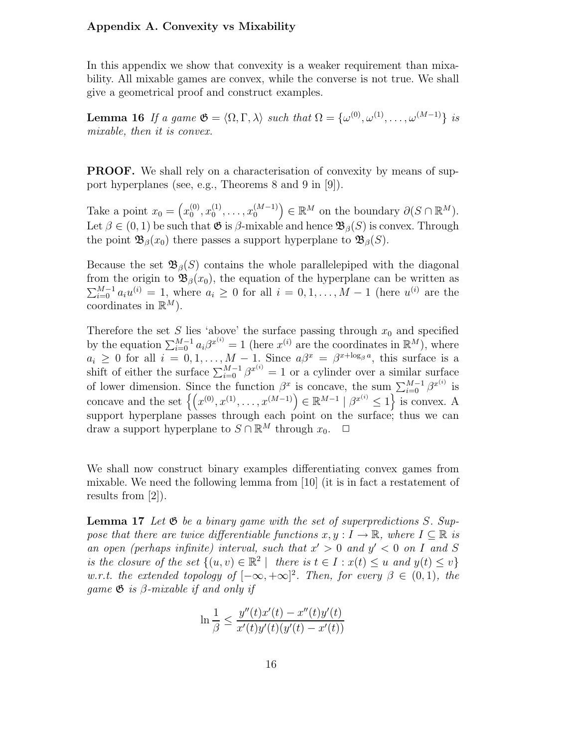## Appendix A. Convexity vs Mixability

In this appendix we show that convexity is a weaker requirement than mixability. All mixable games are convex, while the converse is not true. We shall give a geometrical proof and construct examples.

**Lemma 16** *If a game $\mathfrak{G} = \langle \Omega, \Gamma, \lambda \rangle$ such that $\Omega = \{\omega^{(0)}, \omega^{(1)}, \ldots, \omega^{(M-1)}\}$ is mixable, then it is convex.*

**PROOF.** We shall rely on a characterisation of convexity by means of support hyperplanes (see, e.g., Theorems 8 and 9 in [9]).

Take a point $x_0 = \left(x_0^{(0)}, x_0^{(1)}, \ldots, x_0^{(M-1)}\right) \in \mathbb{R}^M$ on the boundary $\partial(S \cap \mathbb{R}^M)$. Let $\beta \in (0,1)$ be such that $\mathfrak{G}$ is $\beta$-mixable and hence $\mathfrak{B}_\beta(S)$ is convex. Through the point $\mathfrak{B}_\beta(x_0)$ there passes a support hyperplane to $\mathfrak{B}_\beta(S)$.

Because the set $\mathfrak{B}_\beta(S)$ contains the whole parallelepiped with the diagonal from the origin to $\mathfrak{B}_\beta(x_0)$, the equation of the hyperplane can be written as $\sum_{i=0}^{M-1} a_i u^{(i)} = 1$, where $a_i \geq 0$ for all $i = 0, 1, \ldots, M-1$ (here $u^{(i)}$ are the coordinates in $\mathbb{R}^M$).

Therefore the set $S$ lies 'above' the surface passing through $x_0$ and specified by the equation $\sum_{i=0}^{M-1} a_i \beta^{x^{(i)}} = 1$ (here $x^{(i)}$ are the coordinates in $\mathbb{R}^M$), where $a_i \geq 0$ for all $i = 0, 1, \ldots, M-1$. Since $a\beta^x = \beta^{x + \log_\beta a}$, this surface is a shift of either the surface $\sum_{i=0}^{M-1} \beta^{x^{(i)}} = 1$ or a cylinder over a similar surface of lower dimension. Since the function $\beta^x$ is concave, the sum $\sum_{i=0}^{M-1} \beta^{x^{(i)}}$ is concave and the set $\left\{\left(x^{(0)}, x^{(1)}, \ldots, x^{(M-1)}\right) \in \mathbb{R}^{M-1} \mid \beta^{x^{(i)}} \leq 1\right\}$ is convex. A support hyperplane passes through each point on the surface; thus we can draw a support hyperplane to $S \cap \mathbb{R}^M$ through $x_0$. $\Box$

We shall now construct binary examples differentiating convex games from mixable. We need the following lemma from [10] (it is in fact a restatement of results from [2]).

**Lemma 17** *Let $\mathfrak{G}$ be a binary game with the set of superpredictions $S$. Suppose that there are twice differentiable functions $x, y : I \to \mathbb{R}$, where $I \subseteq \mathbb{R}$ is an open (perhaps infinite) interval, such that $x' > 0$ and $y' < 0$ on $I$ and $S$ is the closure of the set $\{(u,v) \in \mathbb{R}^2 \mid$ there is $t \in I : x(t) \leq u$ and $y(t) \leq v\}$ w.r.t. the extended topology of $[-\infty, +\infty]^2$. Then, for every $\beta \in (0,1)$, the game $\mathfrak{G}$ is $\beta$-mixable if and only if*

$$\ln \frac{1}{\beta} \leq \frac{y''(t)x'(t) - x''(t)y'(t)}{x'(t)y'(t)(y'(t) - x'(t))}$$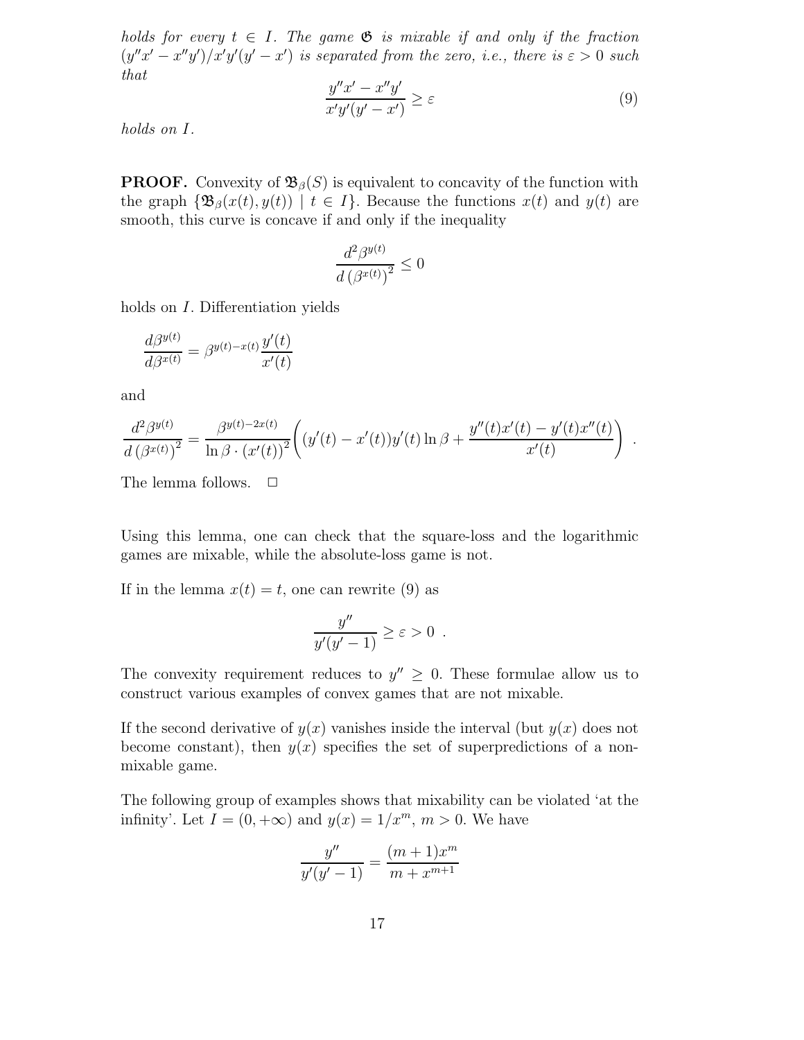*holds for every $t \in I$. The game $\mathfrak{G}$ is mixable if and only if the fraction $(y''x' - x''y')/x'y'(y' - x')$ is separated from the zero, i.e., there is $\varepsilon > 0$ such that*

$$\frac{y''x' - x''y'}{x'y'(y' - x')} \geq \varepsilon \tag{9}$$

*holds on $I$.*

**PROOF.** Convexity of $\mathfrak{B}_\beta(S)$ is equivalent to concavity of the function with the graph $\{\mathfrak{B}_\beta(x(t), y(t)) \mid t \in I\}$. Because the functions $x(t)$ and $y(t)$ are smooth, this curve is concave if and only if the inequality

$$\frac{d^2 \beta^{y(t)}}{d\left(\beta^{x(t)}\right)^2} \leq 0$$

holds on $I$. Differentiation yields

$$\frac{d\beta^{y(t)}}{d\beta^{x(t)}} = \beta^{y(t)-x(t)} \frac{y'(t)}{x'(t)}$$

and

$$\frac{d^2 \beta^{y(t)}}{d\left(\beta^{x(t)}\right)^2} = \frac{\beta^{y(t)-2x(t)}}{\ln \beta \cdot (x'(t))^2} \left( (y'(t) - x'(t)) y'(t) \ln \beta + \frac{y''(t)x'(t) - y'(t)x''(t)}{x'(t)} \right) .$$

The lemma follows. $\Box$

Using this lemma, one can check that the square-loss and the logarithmic games are mixable, while the absolute-loss game is not.

If in the lemma $x(t) = t$, one can rewrite (9) as

$$\frac{y''}{y'(y'-1)} \geq \varepsilon > 0 \ .$$

The convexity requirement reduces to $y'' \geq 0$. These formulae allow us to construct various examples of convex games that are not mixable.

If the second derivative of $y(x)$ vanishes inside the interval (but $y(x)$ does not become constant), then $y(x)$ specifies the set of superpredictions of a non-mixable game.

The following group of examples shows that mixability can be violated 'at the infinity'. Let $I = (0, +\infty)$ and $y(x) = 1/x^m$, $m > 0$. We have

$$\frac{y''}{y'(y'-1)} = \frac{(m+1)x^m}{m + x^{m+1}}$$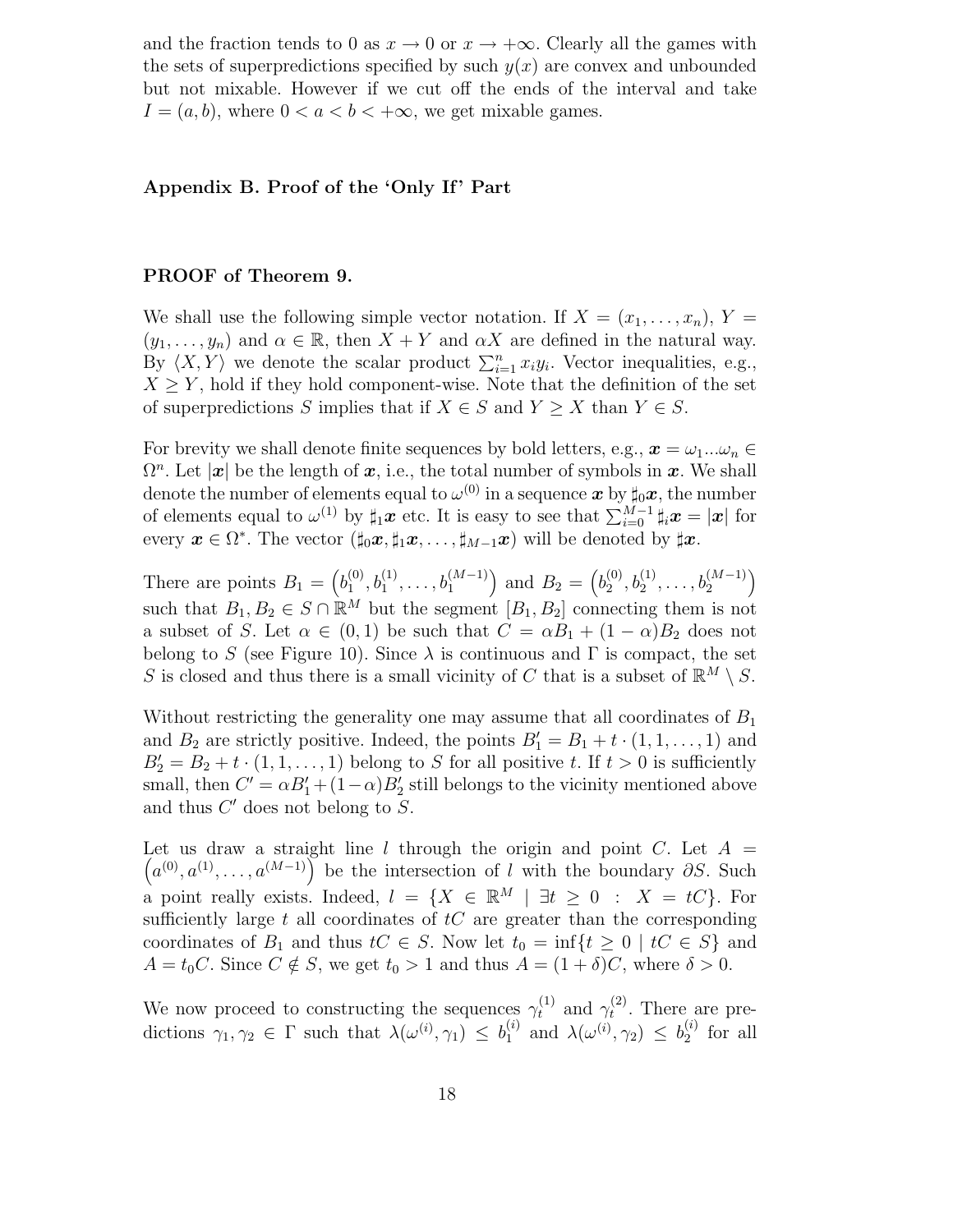and the fraction tends to 0 as $x \to 0$ or $x \to +\infty$. Clearly all the games with the sets of superpredictions specified by such $y(x)$ are convex and unbounded but not mixable. However if we cut off the ends of the interval and take $I = (a, b)$, where $0 < a < b < +\infty$, we get mixable games.

## Appendix B. Proof of the 'Only If' Part

### PROOF of Theorem 9.

We shall use the following simple vector notation. If $X = (x_1, \ldots, x_n)$, $Y = (y_1, \ldots, y_n)$ and $\alpha \in \mathbb{R}$, then $X + Y$ and $\alpha X$ are defined in the natural way. By $\langle X, Y \rangle$ we denote the scalar product $\sum_{i=1}^{n} x_i y_i$. Vector inequalities, e.g., $X \geq Y$, hold if they hold component-wise. Note that the definition of the set of superpredictions $S$ implies that if $X \in S$ and $Y \geq X$ than $Y \in S$.

For brevity we shall denote finite sequences by bold letters, e.g., $\boldsymbol{x} = \omega_1 \ldots \omega_n \in \Omega^n$. Let $|\boldsymbol{x}|$ be the length of $\boldsymbol{x}$, i.e., the total number of symbols in $\boldsymbol{x}$. We shall denote the number of elements equal to $\omega^{(0)}$ in a sequence $\boldsymbol{x}$ by $\sharp_0 \boldsymbol{x}$, the number of elements equal to $\omega^{(1)}$ by $\sharp_1 \boldsymbol{x}$ etc. It is easy to see that $\sum_{i=0}^{M-1} \sharp_i \boldsymbol{x} = |\boldsymbol{x}|$ for every $\boldsymbol{x} \in \Omega^*$. The vector $(\sharp_0 \boldsymbol{x}, \sharp_1 \boldsymbol{x}, \ldots, \sharp_{M-1} \boldsymbol{x})$ will be denoted by $\sharp \boldsymbol{x}$.

There are points $B_1 = \left(b_1^{(0)}, b_1^{(1)}, \ldots, b_1^{(M-1)}\right)$ and $B_2 = \left(b_2^{(0)}, b_2^{(1)}, \ldots, b_2^{(M-1)}\right)$ such that $B_1, B_2 \in S \cap \mathbb{R}^M$ but the segment $[B_1, B_2]$ connecting them is not a subset of $S$. Let $\alpha \in (0, 1)$ be such that $C = \alpha B_1 + (1 - \alpha) B_2$ does not belong to $S$ (see Figure 10). Since $\lambda$ is continuous and $\Gamma$ is compact, the set $S$ is closed and thus there is a small vicinity of $C$ that is a subset of $\mathbb{R}^M \setminus S$.

Without restricting the generality one may assume that all coordinates of $B_1$ and $B_2$ are strictly positive. Indeed, the points $B_1' = B_1 + t \cdot (1, 1, \ldots, 1)$ and $B_2' = B_2 + t \cdot (1, 1, \ldots, 1)$ belong to $S$ for all positive $t$. If $t > 0$ is sufficiently small, then $C' = \alpha B_1' + (1 - \alpha) B_2'$ still belongs to the vicinity mentioned above and thus $C'$ does not belong to $S$.

Let us draw a straight line $l$ through the origin and point $C$. Let $A = \left(a^{(0)}, a^{(1)}, \ldots, a^{(M-1)}\right)$ be the intersection of $l$ with the boundary $\partial S$. Such a point really exists. Indeed, $l = \{X \in \mathbb{R}^M \mid \exists t \geq 0 \ : \ X = tC\}$. For sufficiently large $t$ all coordinates of $tC$ are greater than the corresponding coordinates of $B_1$ and thus $tC \in S$. Now let $t_0 = \inf\{t \geq 0 \mid tC \in S\}$ and $A = t_0 C$. Since $C \notin S$, we get $t_0 > 1$ and thus $A = (1 + \delta) C$, where $\delta > 0$.

We now proceed to constructing the sequences $\gamma_t^{(1)}$ and $\gamma_t^{(2)}$. There are predictions $\gamma_1, \gamma_2 \in \Gamma$ such that $\lambda(\omega^{(i)}, \gamma_1) \leq b_1^{(i)}$ and $\lambda(\omega^{(i)}, \gamma_2) \leq b_2^{(i)}$ for all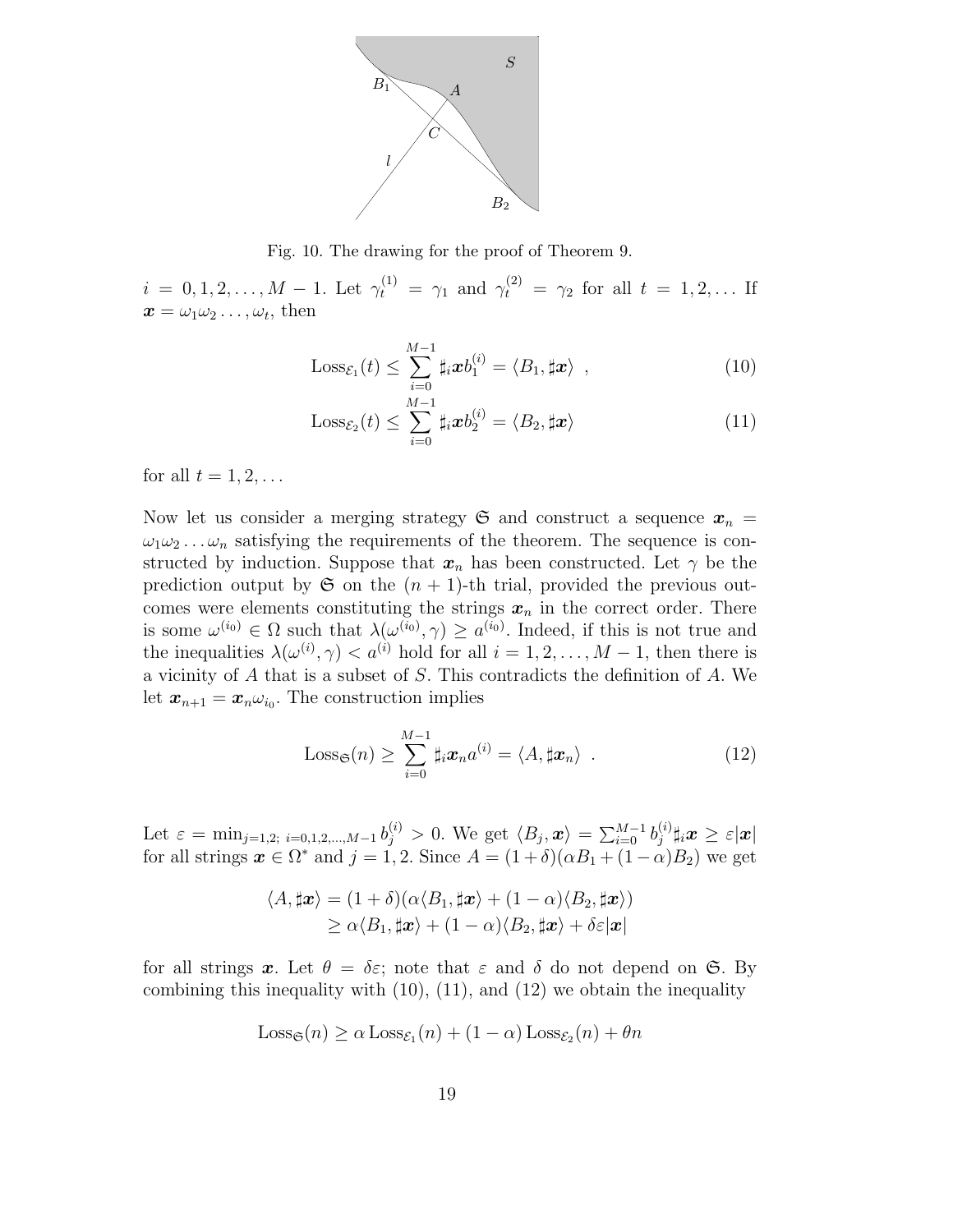Fig. 10. The drawing for the proof of Theorem 9.

$i = 0, 1, 2, \ldots, M-1$. Let $\gamma_t^{(1)} = \gamma_1$ and $\gamma_t^{(2)} = \gamma_2$ for all $t = 1, 2, \ldots$ If $\boldsymbol{x} = \omega_1\omega_2\ldots,\omega_t$, then

$$\mathrm{Loss}_{\mathcal{E}_1}(t) \leq \sum_{i=0}^{M-1} \sharp_i \boldsymbol{x} b_1^{(i)} = \langle B_1, \sharp\boldsymbol{x}\rangle \ , \tag{10}$$

$$\mathrm{Loss}_{\mathcal{E}_2}(t) \leq \sum_{i=0}^{M-1} \sharp_i \boldsymbol{x} b_2^{(i)} = \langle B_2, \sharp\boldsymbol{x}\rangle \tag{11}$$

for all $t = 1, 2, \ldots$

Now let us consider a merging strategy $\mathfrak{S}$ and construct a sequence $\boldsymbol{x}_n = \omega_1\omega_2\ldots\omega_n$ satisfying the requirements of the theorem. The sequence is constructed by induction. Suppose that $\boldsymbol{x}_n$ has been constructed. Let $\gamma$ be the prediction output by $\mathfrak{S}$ on the $(n+1)$-th trial, provided the previous outcomes were elements constituting the strings $\boldsymbol{x}_n$ in the correct order. There is some $\omega^{(i_0)} \in \Omega$ such that $\lambda(\omega^{(i_0)}, \gamma) \geq a^{(i_0)}$. Indeed, if this is not true and the inequalities $\lambda(\omega^{(i)}, \gamma) < a^{(i)}$ hold for all $i = 1, 2, \ldots, M-1$, then there is a vicinity of $A$ that is a subset of $S$. This contradicts the definition of $A$. We let $\boldsymbol{x}_{n+1} = \boldsymbol{x}_n\omega_{i_0}$. The construction implies

$$\mathrm{Loss}_{\mathfrak{S}}(n) \geq \sum_{i=0}^{M-1} \sharp_i \boldsymbol{x}_n a^{(i)} = \langle A, \sharp\boldsymbol{x}_n\rangle \ . \tag{12}$$

Let $\varepsilon = \min_{j=1,2;\ i=0,1,2,\ldots,M-1} b_j^{(i)} > 0$. We get $\langle B_j, \boldsymbol{x}\rangle = \sum_{i=0}^{M-1} b_j^{(i)} \sharp_i \boldsymbol{x} \geq \varepsilon|\boldsymbol{x}|$ for all strings $\boldsymbol{x} \in \Omega^*$ and $j = 1, 2$. Since $A = (1+\delta)(\alpha B_1 + (1-\alpha)B_2)$ we get

$$\begin{aligned}\langle A, \sharp\boldsymbol{x}\rangle &= (1+\delta)(\alpha\langle B_1, \sharp\boldsymbol{x}\rangle + (1-\alpha)\langle B_2, \sharp\boldsymbol{x}\rangle) \\ &\geq \alpha\langle B_1, \sharp\boldsymbol{x}\rangle + (1-\alpha)\langle B_2, \sharp\boldsymbol{x}\rangle + \delta\varepsilon|\boldsymbol{x}|\end{aligned}$$

for all strings $\boldsymbol{x}$. Let $\theta = \delta\varepsilon$; note that $\varepsilon$ and $\delta$ do not depend on $\mathfrak{S}$. By combining this inequality with (10), (11), and (12) we obtain the inequality

$$\mathrm{Loss}_{\mathfrak{S}}(n) \geq \alpha\,\mathrm{Loss}_{\mathcal{E}_1}(n) + (1-\alpha)\,\mathrm{Loss}_{\mathcal{E}_2}(n) + \theta n$$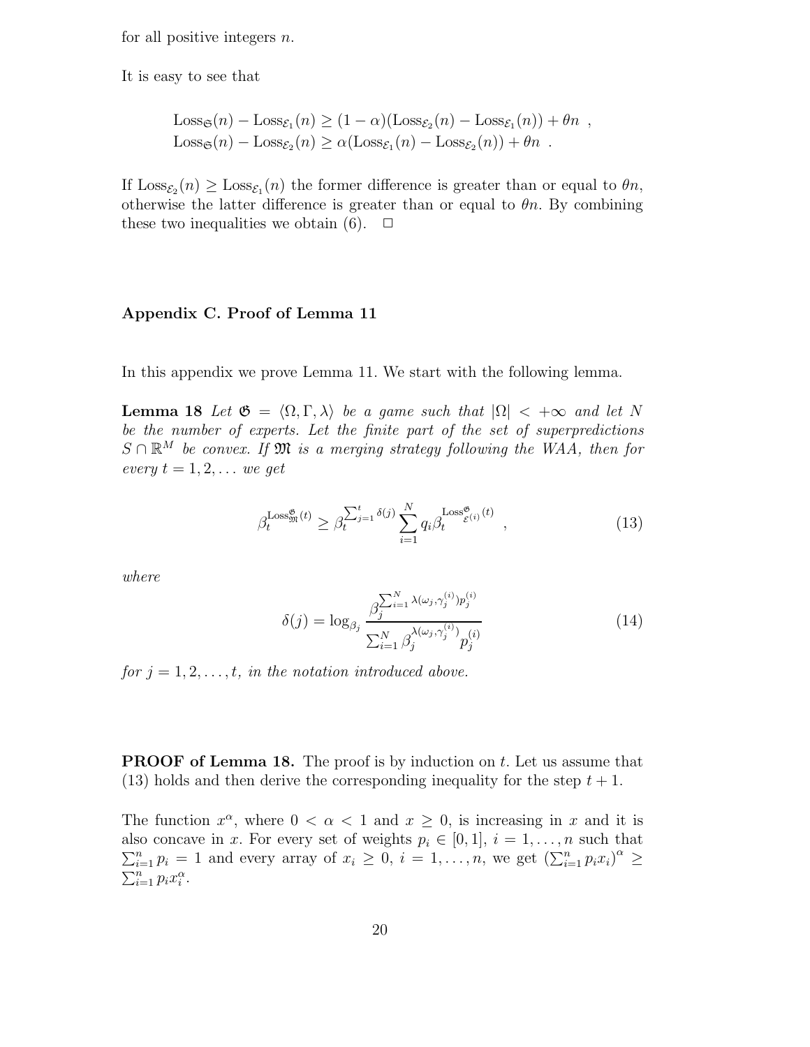for all positive integers $n$.

It is easy to see that

$$\mathrm{Loss}_{\mathfrak{S}}(n) - \mathrm{Loss}_{\mathcal{E}_1}(n) \geq (1-\alpha)(\mathrm{Loss}_{\mathcal{E}_2}(n) - \mathrm{Loss}_{\mathcal{E}_1}(n)) + \theta n \ ,$$
$$\mathrm{Loss}_{\mathfrak{S}}(n) - \mathrm{Loss}_{\mathcal{E}_2}(n) \geq \alpha(\mathrm{Loss}_{\mathcal{E}_1}(n) - \mathrm{Loss}_{\mathcal{E}_2}(n)) + \theta n \ .$$

If $\mathrm{Loss}_{\mathcal{E}_2}(n) \geq \mathrm{Loss}_{\mathcal{E}_1}(n)$ the former difference is greater than or equal to $\theta n$, otherwise the latter difference is greater than or equal to $\theta n$. By combining these two inequalities we obtain (6). □

## Appendix C. Proof of Lemma 11

In this appendix we prove Lemma 11. We start with the following lemma.

**Lemma 18** *Let $\mathfrak{G} = \langle \Omega, \Gamma, \lambda \rangle$ be a game such that $|\Omega| < +\infty$ and let $N$ be the number of experts. Let the finite part of the set of superpredictions $S \cap \mathbb{R}^M$ be convex. If $\mathfrak{M}$ is a merging strategy following the WAA, then for every $t = 1, 2, \ldots$ we get*

$$\beta_t^{\mathrm{Loss}^{\mathfrak{G}}_{\mathfrak{M}}(t)} \geq \beta_t^{\sum_{j=1}^t \delta(j)} \sum_{i=1}^N q_i \beta_t^{\mathrm{Loss}^{\mathfrak{G}}_{\mathcal{E}^{(i)}}(t)} \ , \tag{13}$$

*where*

$$\delta(j) = \log_{\beta_j} \frac{\beta_j^{\sum_{i=1}^N \lambda(\omega_j, \gamma_j^{(i)}) p_j^{(i)}}}{\sum_{i=1}^N \beta_j^{\lambda(\omega_j, \gamma_j^{(i)})} p_j^{(i)}} \tag{14}$$

*for $j = 1, 2, \ldots, t$, in the notation introduced above.*

**PROOF of Lemma 18.** The proof is by induction on $t$. Let us assume that (13) holds and then derive the corresponding inequality for the step $t+1$.

The function $x^\alpha$, where $0 < \alpha < 1$ and $x \geq 0$, is increasing in $x$ and it is also concave in $x$. For every set of weights $p_i \in [0, 1]$, $i = 1, \ldots, n$ such that $\sum_{i=1}^n p_i = 1$ and every array of $x_i \geq 0$, $i = 1, \ldots, n$, we get $\left(\sum_{i=1}^n p_i x_i\right)^\alpha \geq \sum_{i=1}^n p_i x_i^\alpha$.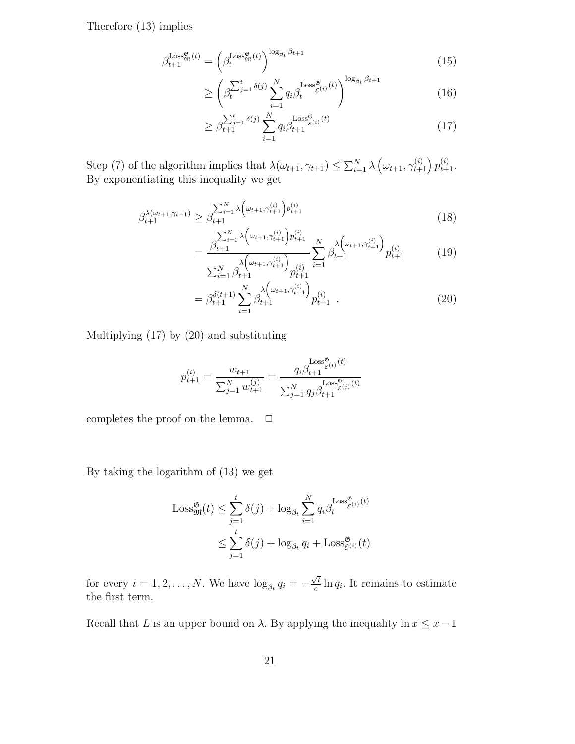Therefore (13) implies

$$
\begin{aligned}
\beta_{t+1}^{\mathrm{Loss}_{\mathfrak{M}}^{\mathfrak{G}}(t)} &= \left(\beta_t^{\mathrm{Loss}_{\mathfrak{M}}^{\mathfrak{G}}(t)}\right)^{\log_{\beta_t}\beta_{t+1}} && (15)\\
&\geq \left(\beta_t^{\sum_{j=1}^t \delta(j)} \sum_{i=1}^N q_i \beta_t^{\mathrm{Loss}_{\mathcal{E}^{(i)}}^{\mathfrak{G}}(t)}\right)^{\log_{\beta_t}\beta_{t+1}} && (16)\\
&\geq \beta_{t+1}^{\sum_{j=1}^t \delta(j)} \sum_{i=1}^N q_i \beta_{t+1}^{\mathrm{Loss}_{\mathcal{E}^{(i)}}^{\mathfrak{G}}(t)} && (17)
\end{aligned}
$$

Step (7) of the algorithm implies that $\lambda(\omega_{t+1}, \gamma_{t+1}) \leq \sum_{i=1}^N \lambda\left(\omega_{t+1}, \gamma_{t+1}^{(i)}\right) p_{t+1}^{(i)}$. By exponentiating this inequality we get

$$
\begin{aligned}
\beta_{t+1}^{\lambda(\omega_{t+1},\gamma_{t+1})} &\geq \beta_{t+1}^{\sum_{i=1}^N \lambda\left(\omega_{t+1},\gamma_{t+1}^{(i)}\right) p_{t+1}^{(i)}} && (18)\\
&= \frac{\beta_{t+1}^{\sum_{i=1}^N \lambda\left(\omega_{t+1},\gamma_{t+1}^{(i)}\right) p_{t+1}^{(i)}}}{\sum_{i=1}^N \beta_{t+1}^{\lambda\left(\omega_{t+1},\gamma_{t+1}^{(i)}\right)} p_{t+1}^{(i)}} \sum_{i=1}^N \beta_{t+1}^{\lambda\left(\omega_{t+1},\gamma_{t+1}^{(i)}\right)} p_{t+1}^{(i)} && (19)\\
&= \beta_{t+1}^{\delta(t+1)} \sum_{i=1}^N \beta_{t+1}^{\lambda\left(\omega_{t+1},\gamma_{t+1}^{(i)}\right)} p_{t+1}^{(i)} \quad . && (20)
\end{aligned}
$$

Multiplying (17) by (20) and substituting

$$
p_{t+1}^{(i)} = \frac{w_{t+1}}{\sum_{j=1}^N w_{t+1}^{(j)}} = \frac{q_i \beta_{t+1}^{\mathrm{Loss}_{\mathcal{E}^{(i)}}^{\mathfrak{G}}(t)}}{\sum_{j=1}^N q_j \beta_{t+1}^{\mathrm{Loss}_{\mathcal{E}^{(j)}}^{\mathfrak{G}}(t)}}
$$

completes the proof on the lemma. $\square$

By taking the logarithm of (13) we get

$$
\begin{aligned}
\mathrm{Loss}_{\mathfrak{M}}^{\mathfrak{G}}(t) &\leq \sum_{j=1}^t \delta(j) + \log_{\beta_t} \sum_{i=1}^N q_i \beta_t^{\mathrm{Loss}_{\mathcal{E}^{(i)}}^{\mathfrak{G}}(t)}\\
&\leq \sum_{j=1}^t \delta(j) + \log_{\beta_t} q_i + \mathrm{Loss}_{\mathcal{E}^{(i)}}^{\mathfrak{G}}(t)
\end{aligned}
$$

for every $i = 1, 2, \ldots, N$. We have $\log_{\beta_t} q_i = -\frac{\sqrt{t}}{c}\ln q_i$. It remains to estimate the first term.

Recall that $L$ is an upper bound on $\lambda$. By applying the inequality $\ln x \leq x - 1$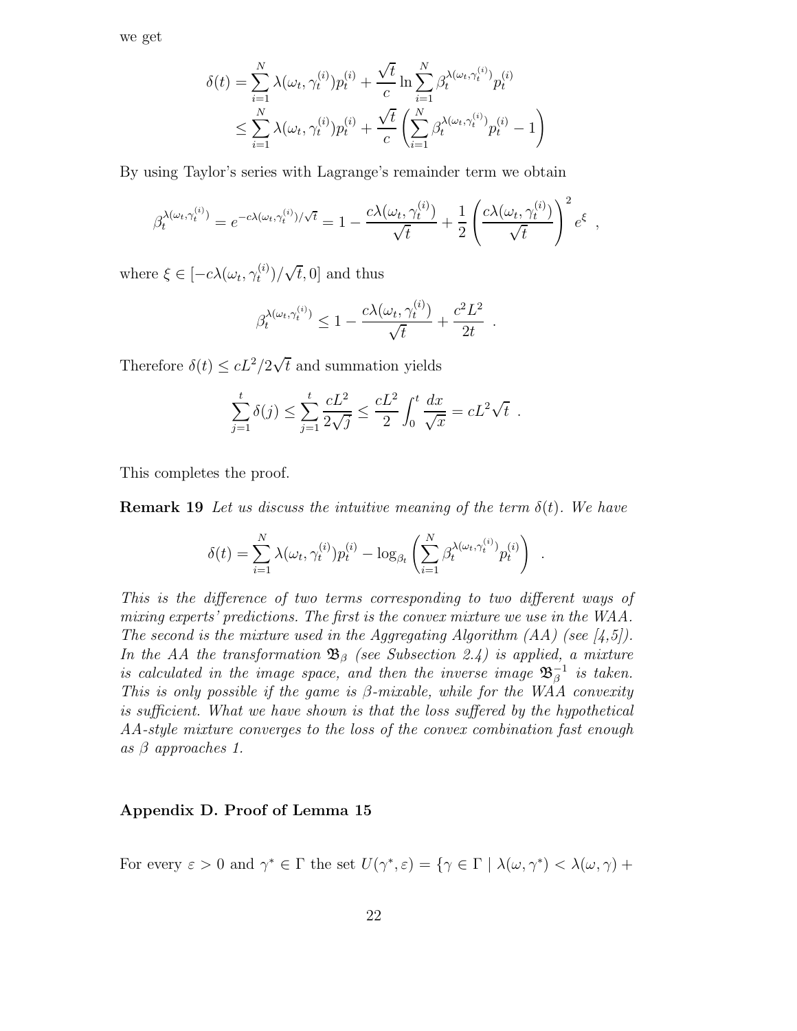we get

$$\delta(t) = \sum_{i=1}^{N} \lambda(\omega_t, \gamma_t^{(i)}) p_t^{(i)} + \frac{\sqrt{t}}{c} \ln \sum_{i=1}^{N} \beta_t^{\lambda(\omega_t, \gamma_t^{(i)})} p_t^{(i)}$$
$$\leq \sum_{i=1}^{N} \lambda(\omega_t, \gamma_t^{(i)}) p_t^{(i)} + \frac{\sqrt{t}}{c} \left( \sum_{i=1}^{N} \beta_t^{\lambda(\omega_t, \gamma_t^{(i)})} p_t^{(i)} - 1 \right)$$

By using Taylor's series with Lagrange's remainder term we obtain

$$\beta_t^{\lambda(\omega_t, \gamma_t^{(i)})} = e^{-c\lambda(\omega_t, \gamma_t^{(i)})/\sqrt{t}} = 1 - \frac{c\lambda(\omega_t, \gamma_t^{(i)})}{\sqrt{t}} + \frac{1}{2} \left( \frac{c\lambda(\omega_t, \gamma_t^{(i)})}{\sqrt{t}} \right)^2 e^{\xi} \ ,$$

where $\xi \in [-c\lambda(\omega_t, \gamma_t^{(i)})/\sqrt{t}, 0]$ and thus

$$\beta_t^{\lambda(\omega_t, \gamma_t^{(i)})} \leq 1 - \frac{c\lambda(\omega_t, \gamma_t^{(i)})}{\sqrt{t}} + \frac{c^2 L^2}{2t} \ .$$

Therefore $\delta(t) \leq cL^2/2\sqrt{t}$ and summation yields

$$\sum_{j=1}^{t} \delta(j) \leq \sum_{j=1}^{t} \frac{cL^2}{2\sqrt{j}} \leq \frac{cL^2}{2} \int_0^t \frac{dx}{\sqrt{x}} = cL^2\sqrt{t} \ .$$

This completes the proof.

**Remark 19** *Let us discuss the intuitive meaning of the term $\delta(t)$. We have*

$$\delta(t) = \sum_{i=1}^{N} \lambda(\omega_t, \gamma_t^{(i)}) p_t^{(i)} - \log_{\beta_t} \left( \sum_{i=1}^{N} \beta_t^{\lambda(\omega_t, \gamma_t^{(i)})} p_t^{(i)} \right) \ .$$

*This is the difference of two terms corresponding to two different ways of mixing experts' predictions. The first is the convex mixture we use in the WAA. The second is the mixture used in the Aggregating Algorithm (AA) (see [4,5]). In the AA the transformation $\mathfrak{B}_\beta$ (see Subsection 2.4) is applied, a mixture is calculated in the image space, and then the inverse image $\mathfrak{B}_\beta^{-1}$ is taken. This is only possible if the game is $\beta$-mixable, while for the WAA convexity is sufficient. What we have shown is that the loss suffered by the hypothetical AA-style mixture converges to the loss of the convex combination fast enough as $\beta$ approaches 1.*

## Appendix D. Proof of Lemma 15

For every $\varepsilon > 0$ and $\gamma^* \in \Gamma$ the set $U(\gamma^*, \varepsilon) = \{\gamma \in \Gamma \mid \lambda(\omega, \gamma^*) < \lambda(\omega, \gamma) +$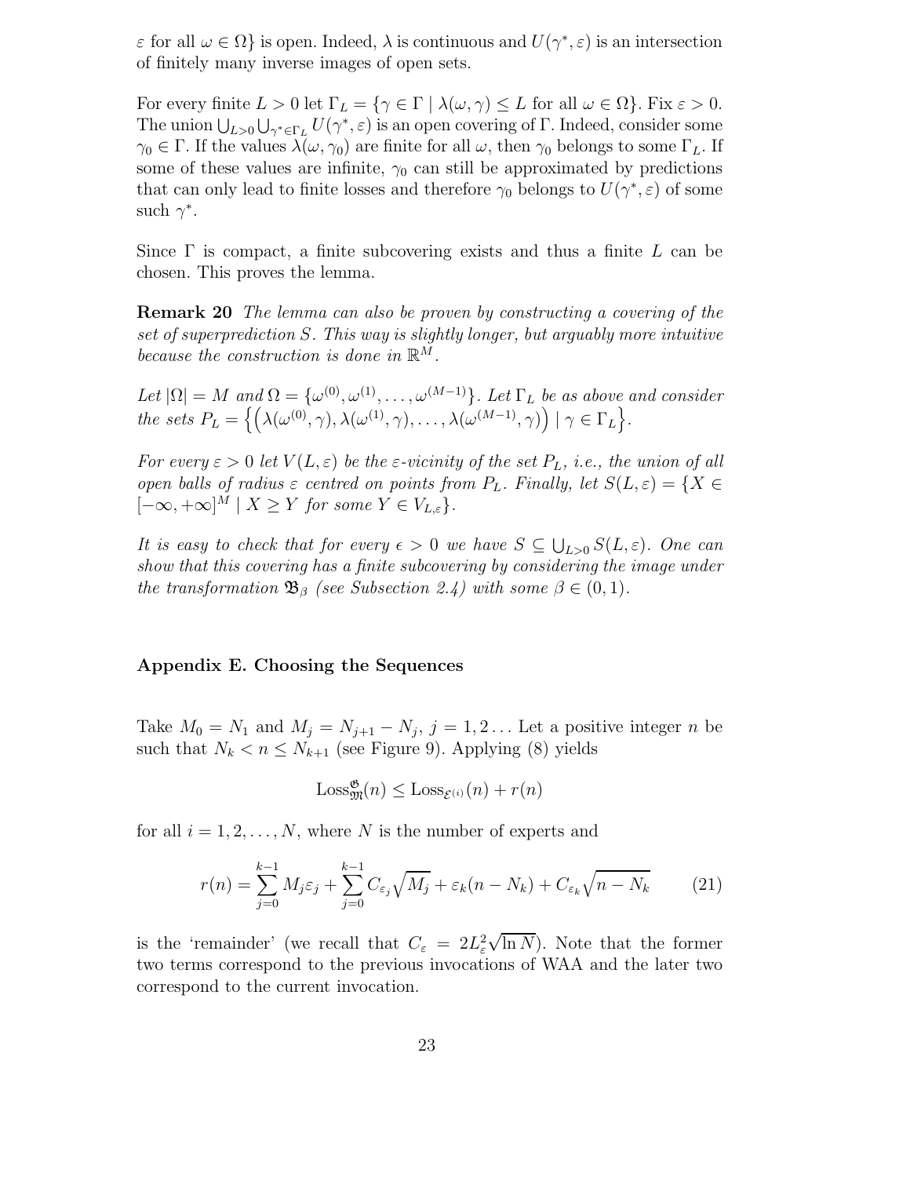$\varepsilon$ for all $\omega \in \Omega\}$ is open. Indeed, $\lambda$ is continuous and $U(\gamma^*, \varepsilon)$ is an intersection of finitely many inverse images of open sets.

For every finite $L > 0$ let $\Gamma_L = \{\gamma \in \Gamma \mid \lambda(\omega, \gamma) \leq L$ for all $\omega \in \Omega\}$. Fix $\varepsilon > 0$. The union $\bigcup_{L>0} \bigcup_{\gamma^* \in \Gamma_L} U(\gamma^*, \varepsilon)$ is an open covering of $\Gamma$. Indeed, consider some $\gamma_0 \in \Gamma$. If the values $\lambda(\omega, \gamma_0)$ are finite for all $\omega$, then $\gamma_0$ belongs to some $\Gamma_L$. If some of these values are infinite, $\gamma_0$ can still be approximated by predictions that can only lead to finite losses and therefore $\gamma_0$ belongs to $U(\gamma^*, \varepsilon)$ of some such $\gamma^*$.

Since $\Gamma$ is compact, a finite subcovering exists and thus a finite $L$ can be chosen. This proves the lemma.

**Remark 20** *The lemma can also be proven by constructing a covering of the set of superprediction $S$. This way is slightly longer, but arguably more intuitive because the construction is done in $\mathbb{R}^M$.*

*Let $|\Omega| = M$ and $\Omega = \{\omega^{(0)}, \omega^{(1)}, \ldots, \omega^{(M-1)}\}$. Let $\Gamma_L$ be as above and consider the sets $P_L = \left\{\left(\lambda(\omega^{(0)}, \gamma), \lambda(\omega^{(1)}, \gamma), \ldots, \lambda(\omega^{(M-1)}, \gamma)\right) \mid \gamma \in \Gamma_L\right\}$.*

*For every $\varepsilon > 0$ let $V(L, \varepsilon)$ be the $\varepsilon$-vicinity of the set $P_L$, i.e., the union of all open balls of radius $\varepsilon$ centred on points from $P_L$. Finally, let $S(L, \varepsilon) = \{X \in [-\infty, +\infty]^M \mid X \geq Y$ for some $Y \in V_{L,\varepsilon}\}$.*

*It is easy to check that for every $\epsilon > 0$ we have $S \subseteq \bigcup_{L>0} S(L, \varepsilon)$. One can show that this covering has a finite subcovering by considering the image under the transformation $\mathfrak{B}_\beta$ (see Subsection 2.4) with some $\beta \in (0, 1)$.*

## Appendix E. Choosing the Sequences

Take $M_0 = N_1$ and $M_j = N_{j+1} - N_j$, $j = 1, 2 \ldots$ Let a positive integer $n$ be such that $N_k < n \leq N_{k+1}$ (see Figure 9). Applying (8) yields

$$\mathrm{Loss}^{\mathfrak{G}}_{\mathfrak{M}}(n) \leq \mathrm{Loss}_{\mathcal{E}^{(i)}}(n) + r(n)$$

for all $i = 1, 2, \ldots, N$, where $N$ is the number of experts and

$$r(n) = \sum_{j=0}^{k-1} M_j \varepsilon_j + \sum_{j=0}^{k-1} C_{\varepsilon_j} \sqrt{M_j} + \varepsilon_k (n - N_k) + C_{\varepsilon_k} \sqrt{n - N_k} \tag{21}$$

is the 'remainder' (we recall that $C_\varepsilon = 2L_\varepsilon^2 \sqrt{\ln N}$). Note that the former two terms correspond to the previous invocations of WAA and the later two correspond to the current invocation.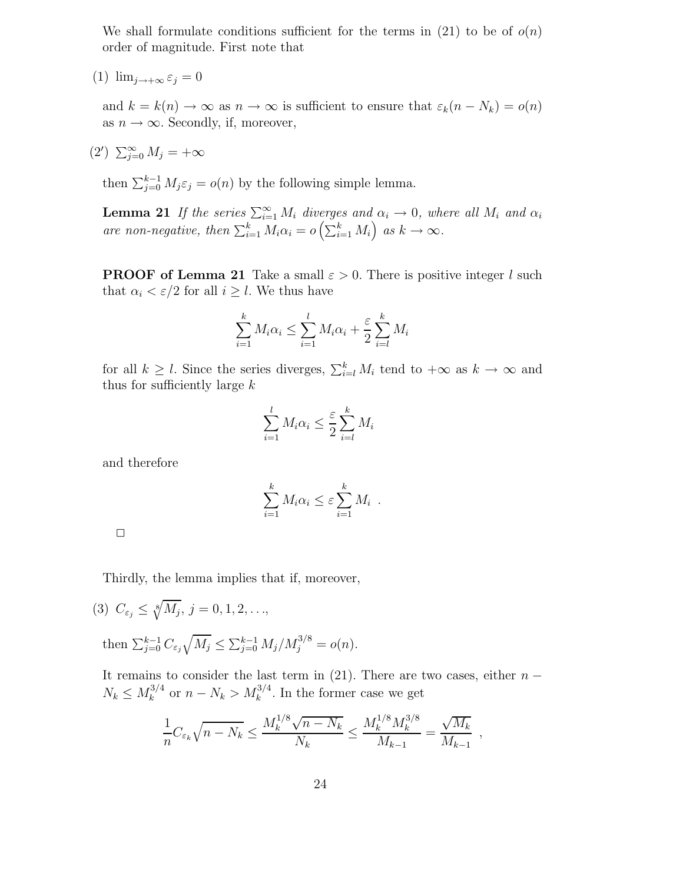We shall formulate conditions sufficient for the terms in (21) to be of $o(n)$ order of magnitude. First note that

(1) $\lim_{j\to+\infty} \varepsilon_j = 0$

and $k = k(n) \to \infty$ as $n \to \infty$ is sufficient to ensure that $\varepsilon_k(n - N_k) = o(n)$ as $n \to \infty$. Secondly, if, moreover,

(2′) $\sum_{j=0}^{\infty} M_j = +\infty$

then $\sum_{j=0}^{k-1} M_j \varepsilon_j = o(n)$ by the following simple lemma.

**Lemma 21** *If the series $\sum_{i=1}^{\infty} M_i$ diverges and $\alpha_i \to 0$, where all $M_i$ and $\alpha_i$ are non-negative, then $\sum_{i=1}^{k} M_i \alpha_i = o\left(\sum_{i=1}^{k} M_i\right)$ as $k \to \infty$.*

**PROOF of Lemma 21** Take a small $\varepsilon > 0$. There is positive integer $l$ such that $\alpha_i < \varepsilon/2$ for all $i \geq l$. We thus have

$$\sum_{i=1}^{k} M_i \alpha_i \leq \sum_{i=1}^{l} M_i \alpha_i + \frac{\varepsilon}{2} \sum_{i=l}^{k} M_i$$

for all $k \geq l$. Since the series diverges, $\sum_{i=l}^{k} M_i$ tend to $+\infty$ as $k \to \infty$ and thus for sufficiently large $k$

$$\sum_{i=1}^{l} M_i \alpha_i \leq \frac{\varepsilon}{2} \sum_{i=l}^{k} M_i$$

and therefore

$$\sum_{i=1}^{k} M_i \alpha_i \leq \varepsilon \sum_{i=1}^{k} M_i \ .$$

□

Thirdly, the lemma implies that if, moreover,

(3) $C_{\varepsilon_j} \leq \sqrt[8]{M_j}$, $j = 0, 1, 2, \ldots$,

then $\sum_{j=0}^{k-1} C_{\varepsilon_j} \sqrt{M_j} \leq \sum_{j=0}^{k-1} M_j / M_j^{3/8} = o(n)$.

It remains to consider the last term in (21). There are two cases, either $n - N_k \leq M_k^{3/4}$ or $n - N_k > M_k^{3/4}$. In the former case we get

$$\frac{1}{n} C_{\varepsilon_k} \sqrt{n - N_k} \leq \frac{M_k^{1/8} \sqrt{n - N_k}}{N_k} \leq \frac{M_k^{1/8} M_k^{3/8}}{M_{k-1}} = \frac{\sqrt{M_k}}{M_{k-1}} \ ,$$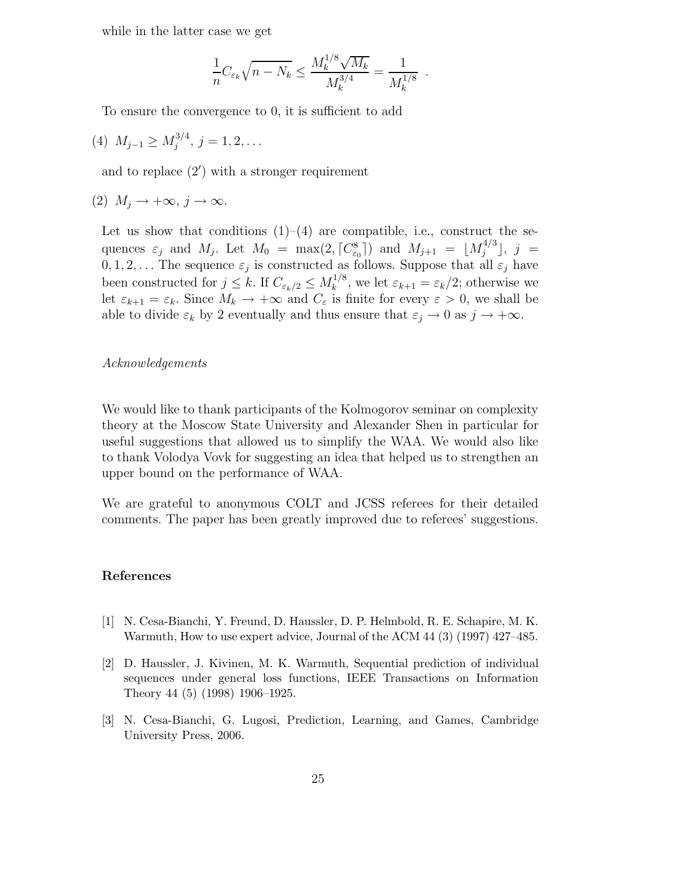while in the latter case we get

$$\frac{1}{n} C_{\varepsilon_k} \sqrt{n - N_k} \leq \frac{M_k^{1/8} \sqrt{M_k}}{M_k^{3/4}} = \frac{1}{M_k^{1/8}} \ .$$

To ensure the convergence to 0, it is sufficient to add

(4) $M_{j-1} \geq M_j^{3/4}$, $j = 1, 2, \ldots$

and to replace (2′) with a stronger requirement

(2) $M_j \to +\infty$, $j \to \infty$.

Let us show that conditions (1)–(4) are compatible, i.e., construct the sequences $\varepsilon_j$ and $M_j$. Let $M_0 = \max(2, \lceil C_{\varepsilon_0}^8 \rceil)$ and $M_{j+1} = \lfloor M_j^{4/3} \rfloor$, $j = 0, 1, 2, \ldots$ The sequence $\varepsilon_j$ is constructed as follows. Suppose that all $\varepsilon_j$ have been constructed for $j \leq k$. If $C_{\varepsilon_k/2} \leq M_k^{1/8}$, we let $\varepsilon_{k+1} = \varepsilon_k/2$; otherwise we let $\varepsilon_{k+1} = \varepsilon_k$. Since $M_k \to +\infty$ and $C_\varepsilon$ is finite for every $\varepsilon > 0$, we shall be able to divide $\varepsilon_k$ by 2 eventually and thus ensure that $\varepsilon_j \to 0$ as $j \to +\infty$.

*Acknowledgements*

We would like to thank participants of the Kolmogorov seminar on complexity theory at the Moscow State University and Alexander Shen in particular for useful suggestions that allowed us to simplify the WAA. We would also like to thank Volodya Vovk for suggesting an idea that helped us to strengthen an upper bound on the performance of WAA.

We are grateful to anonymous COLT and JCSS referees for their detailed comments. The paper has been greatly improved due to referees' suggestions.

## References

[1] N. Cesa-Bianchi, Y. Freund, D. Haussler, D. P. Helmbold, R. E. Schapire, M. K. Warmuth, How to use expert advice, Journal of the ACM 44 (3) (1997) 427–485.

[2] D. Haussler, J. Kivinen, M. K. Warmuth, Sequential prediction of individual sequences under general loss functions, IEEE Transactions on Information Theory 44 (5) (1998) 1906–1925.

[3] N. Cesa-Bianchi, G. Lugosi, Prediction, Learning, and Games, Cambridge University Press, 2006.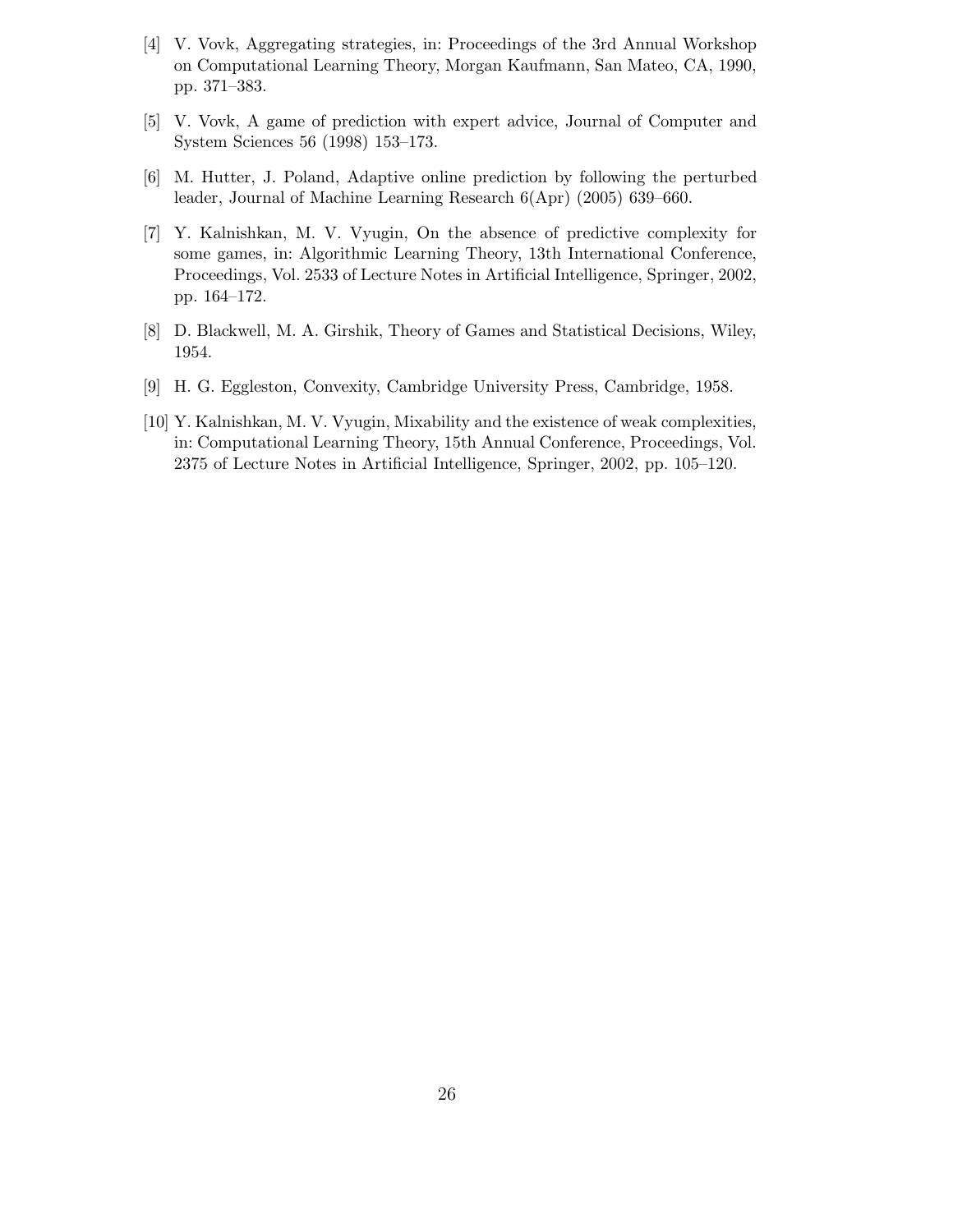[4] V. Vovk, Aggregating strategies, in: Proceedings of the 3rd Annual Workshop on Computational Learning Theory, Morgan Kaufmann, San Mateo, CA, 1990, pp. 371–383.

[5] V. Vovk, A game of prediction with expert advice, Journal of Computer and System Sciences 56 (1998) 153–173.

[6] M. Hutter, J. Poland, Adaptive online prediction by following the perturbed leader, Journal of Machine Learning Research 6(Apr) (2005) 639–660.

[7] Y. Kalnishkan, M. V. Vyugin, On the absence of predictive complexity for some games, in: Algorithmic Learning Theory, 13th International Conference, Proceedings, Vol. 2533 of Lecture Notes in Artificial Intelligence, Springer, 2002, pp. 164–172.

[8] D. Blackwell, M. A. Girshik, Theory of Games and Statistical Decisions, Wiley, 1954.

[9] H. G. Eggleston, Convexity, Cambridge University Press, Cambridge, 1958.

[10] Y. Kalnishkan, M. V. Vyugin, Mixability and the existence of weak complexities, in: Computational Learning Theory, 15th Annual Conference, Proceedings, Vol. 2375 of Lecture Notes in Artificial Intelligence, Springer, 2002, pp. 105–120.